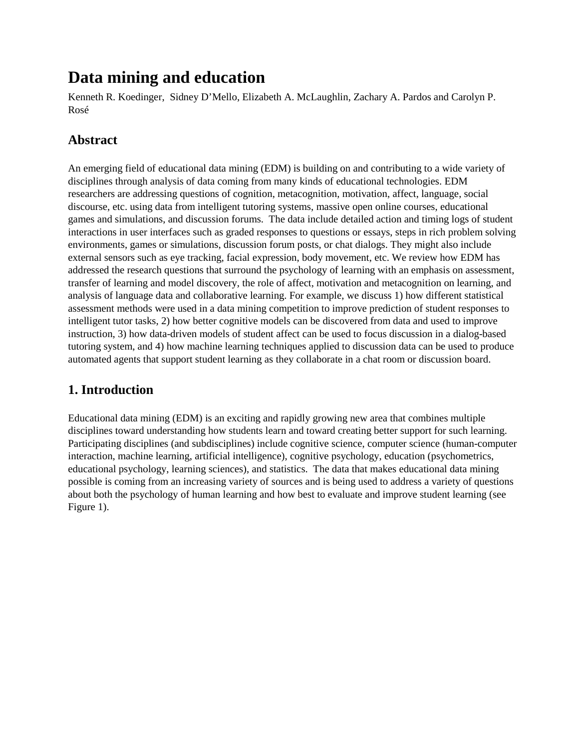# Data mining and education

Kenneth R. Koedinger, Sidney D'Mello, Elizabeth A. McLaughlin, Zachary A. Pardos and Carolyn P. Rosé

## Abstract

An emerging field of educational data mining (EDM) is building on and contributing to a wide variety of disciplines through analysis of data coming from many kinds of educational technologies. EDM researchers are addressing questions of cognition, metacognition, motivation, affect, language, social discourse, etc. using data from intelligent tutoring systems, massive open online courses, educational games and simulations, and discussion forums. The data include detailed action and timing logs of student interactions in user interfaces such as graded responses to questions or essays, steps in rich problem solving environments, games or simulations, discussion forum posts, or chat dialogs. They might also include external sensors such as eye tracking, facial expression, body movement, etc. We review how EDM has addressed the research questions that surround the psychology of learning with an emphasis on assessment, transfer of learning and model discovery, the role of affect, motivation and metacognition on learning, and analysis of language data and collaborative learning. For example, we discuss 1) how different statistical assessment methods were used in a data mining competition to improve prediction of student responses to intelligent tutor tasks, 2) how better cognitive models can be discovered from data and used to improve instruction, 3) how data-driven models of student affect can be used to focus discussion in a dialog-based tutoring system, and 4) how machine learning techniques applied to discussion data can be used to produce automated agents that support student learning as they collaborate in a chat room or discussion board.

## 1. Introduction

Educational data mining (EDM) is an exciting and rapidly growing new area that combines multiple disciplines toward understanding how students learn and toward creating better support for such learning. Participating disciplines (and subdisciplines) include cognitive science, computer science (human-computer interaction, machine learning, artificial intelligence), cognitive psychology, education (psychometrics, educational psychology, learning sciences), and statistics. The data that makes educational data mining possible is coming from an increasing variety of sources and is being used to address a variety of questions about both the psychology of human learning and how best to evaluate and improve student learning (see Figure 1).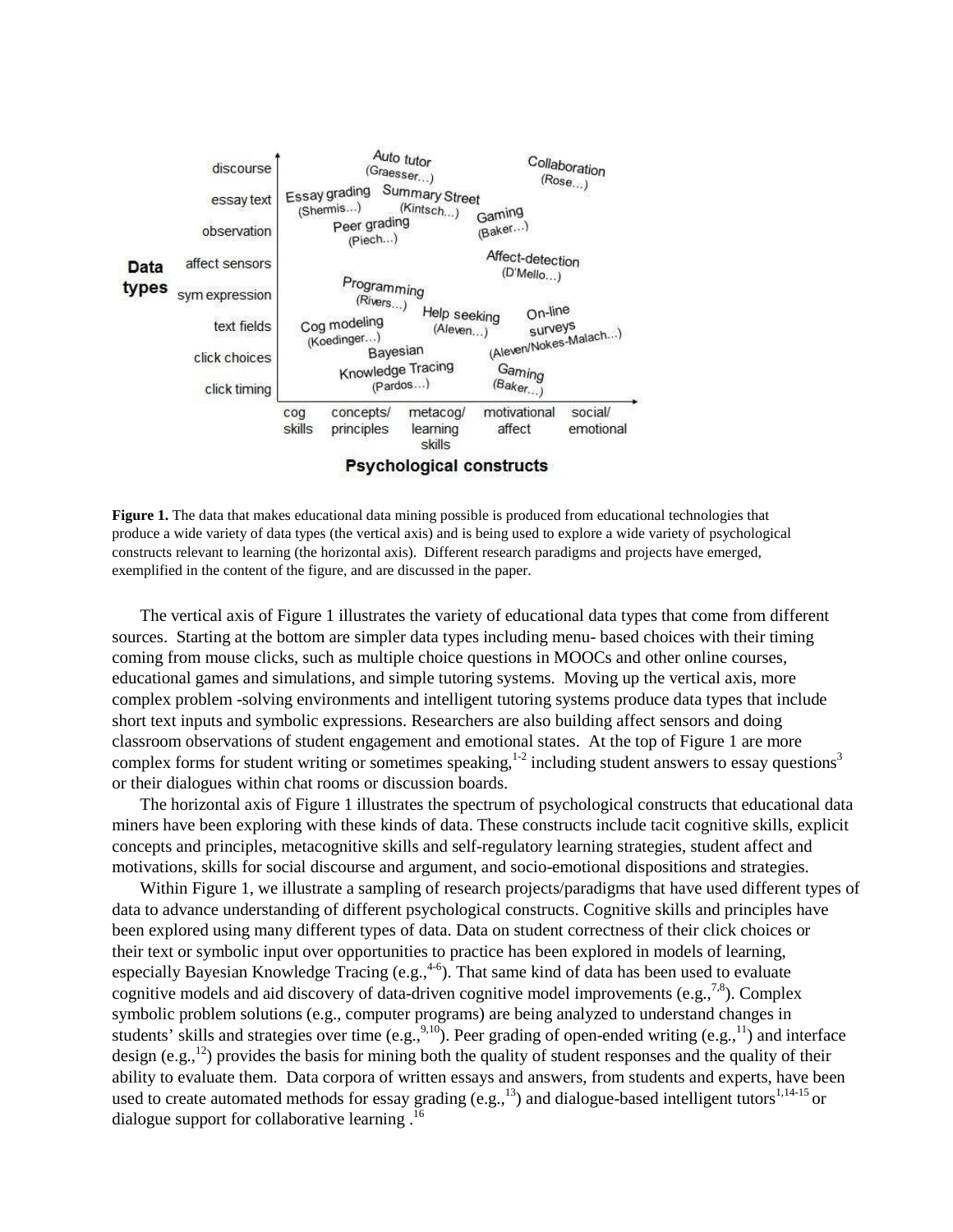**Figure 1.** The data that makes educational data mining possible is produced from educational technologies that produce a wide variety of data types (the vertical axis) and is being used to explore a wide variety of psychological constructs relevant to learning (the horizontal axis). Different research paradigms and projects have emerged, exemplified in the content of the figure, and are discussed in the paper.

The vertical axis of Figure 1 illustrates the variety of educational data types that come from different sources. Starting at the bottom are simpler data types including menu- based choices with their timing coming from mouse clicks, such as multiple choice questions in MOOCs and other online courses, educational games and simulations, and simple tutoring systems. Moving up the vertical axis, more complex problem -solving environments and intelligent tutoring systems produce data types that include short text inputs and symbolic expressions. Researchers are also building affect sensors and doing classroom observations of student engagement and emotional states. At the top of Figure 1 are more complex forms for student writing or sometimes speaking,[1-2] including student answers to essay questions[3] or their dialogues within chat rooms or discussion boards.

The horizontal axis of Figure 1 illustrates the spectrum of psychological constructs that educational data miners have been exploring with these kinds of data. These constructs include tacit cognitive skills, explicit concepts and principles, metacognitive skills and self-regulatory learning strategies, student affect and motivations, skills for social discourse and argument, and socio-emotional dispositions and strategies.

Within Figure 1, we illustrate a sampling of research projects/paradigms that have used different types of data to advance understanding of different psychological constructs. Cognitive skills and principles have been explored using many different types of data. Data on student correctness of their click choices or their text or symbolic input over opportunities to practice has been explored in models of learning, especially Bayesian Knowledge Tracing (e.g.,[4-6]). That same kind of data has been used to evaluate cognitive models and aid discovery of data-driven cognitive model improvements (e.g.,[7,8]). Complex symbolic problem solutions (e.g., computer programs) are being analyzed to understand changes in students' skills and strategies over time (e.g.,[9,10]). Peer grading of open-ended writing (e.g.,[11]) and interface design (e.g.,[12]) provides the basis for mining both the quality of student responses and the quality of their ability to evaluate them. Data corpora of written essays and answers, from students and experts, have been used to create automated methods for essay grading (e.g.,[13]) and dialogue-based intelligent tutors[1,14-15] or dialogue support for collaborative learning .[16]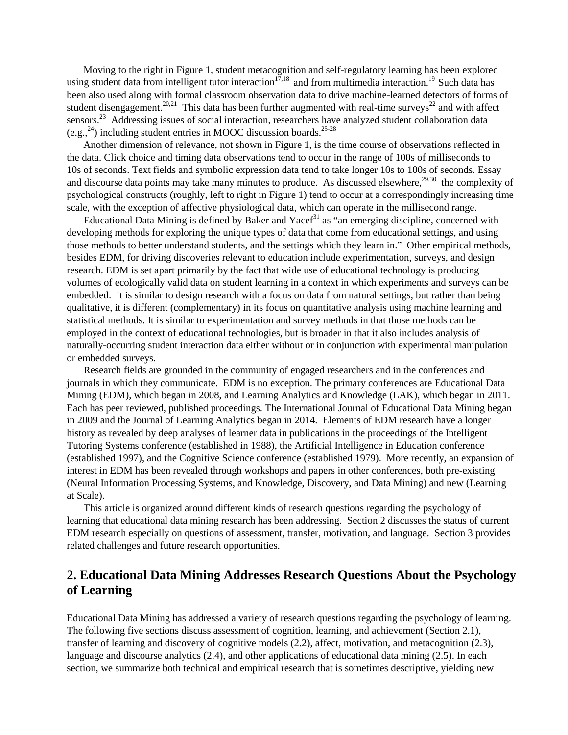Moving to the right in Figure 1, student metacognition and self-regulatory learning has been explored using student data from intelligent tutor interaction[17,18] and from multimedia interaction.[19] Such data has been also used along with formal classroom observation data to drive machine-learned detectors of forms of student disengagement.[20,21] This data has been further augmented with real-time surveys[22] and with affect sensors.[23] Addressing issues of social interaction, researchers have analyzed student collaboration data (e.g.,[24]) including student entries in MOOC discussion boards.[25-28]

Another dimension of relevance, not shown in Figure 1, is the time course of observations reflected in the data. Click choice and timing data observations tend to occur in the range of 100s of milliseconds to 10s of seconds. Text fields and symbolic expression data tend to take longer 10s to 100s of seconds. Essay and discourse data points may take many minutes to produce. As discussed elsewhere,[29,30] the complexity of psychological constructs (roughly, left to right in Figure 1) tend to occur at a correspondingly increasing time scale, with the exception of affective physiological data, which can operate in the millisecond range.

Educational Data Mining is defined by Baker and Yacef[31] as "an emerging discipline, concerned with developing methods for exploring the unique types of data that come from educational settings, and using those methods to better understand students, and the settings which they learn in." Other empirical methods, besides EDM, for driving discoveries relevant to education include experimentation, surveys, and design research. EDM is set apart primarily by the fact that wide use of educational technology is producing volumes of ecologically valid data on student learning in a context in which experiments and surveys can be embedded. It is similar to design research with a focus on data from natural settings, but rather than being qualitative, it is different (complementary) in its focus on quantitative analysis using machine learning and statistical methods. It is similar to experimentation and survey methods in that those methods can be employed in the context of educational technologies, but is broader in that it also includes analysis of naturally-occurring student interaction data either without or in conjunction with experimental manipulation or embedded surveys.

Research fields are grounded in the community of engaged researchers and in the conferences and journals in which they communicate. EDM is no exception. The primary conferences are Educational Data Mining (EDM), which began in 2008, and Learning Analytics and Knowledge (LAK), which began in 2011. Each has peer reviewed, published proceedings. The International Journal of Educational Data Mining began in 2009 and the Journal of Learning Analytics began in 2014. Elements of EDM research have a longer history as revealed by deep analyses of learner data in publications in the proceedings of the Intelligent Tutoring Systems conference (established in 1988), the Artificial Intelligence in Education conference (established 1997), and the Cognitive Science conference (established 1979). More recently, an expansion of interest in EDM has been revealed through workshops and papers in other conferences, both pre-existing (Neural Information Processing Systems, and Knowledge, Discovery, and Data Mining) and new (Learning at Scale).

This article is organized around different kinds of research questions regarding the psychology of learning that educational data mining research has been addressing. Section 2 discusses the status of current EDM research especially on questions of assessment, transfer, motivation, and language. Section 3 provides related challenges and future research opportunities.

## 2. Educational Data Mining Addresses Research Questions About the Psychology of Learning

Educational Data Mining has addressed a variety of research questions regarding the psychology of learning. The following five sections discuss assessment of cognition, learning, and achievement (Section 2.1), transfer of learning and discovery of cognitive models (2.2), affect, motivation, and metacognition (2.3), language and discourse analytics (2.4), and other applications of educational data mining (2.5). In each section, we summarize both technical and empirical research that is sometimes descriptive, yielding new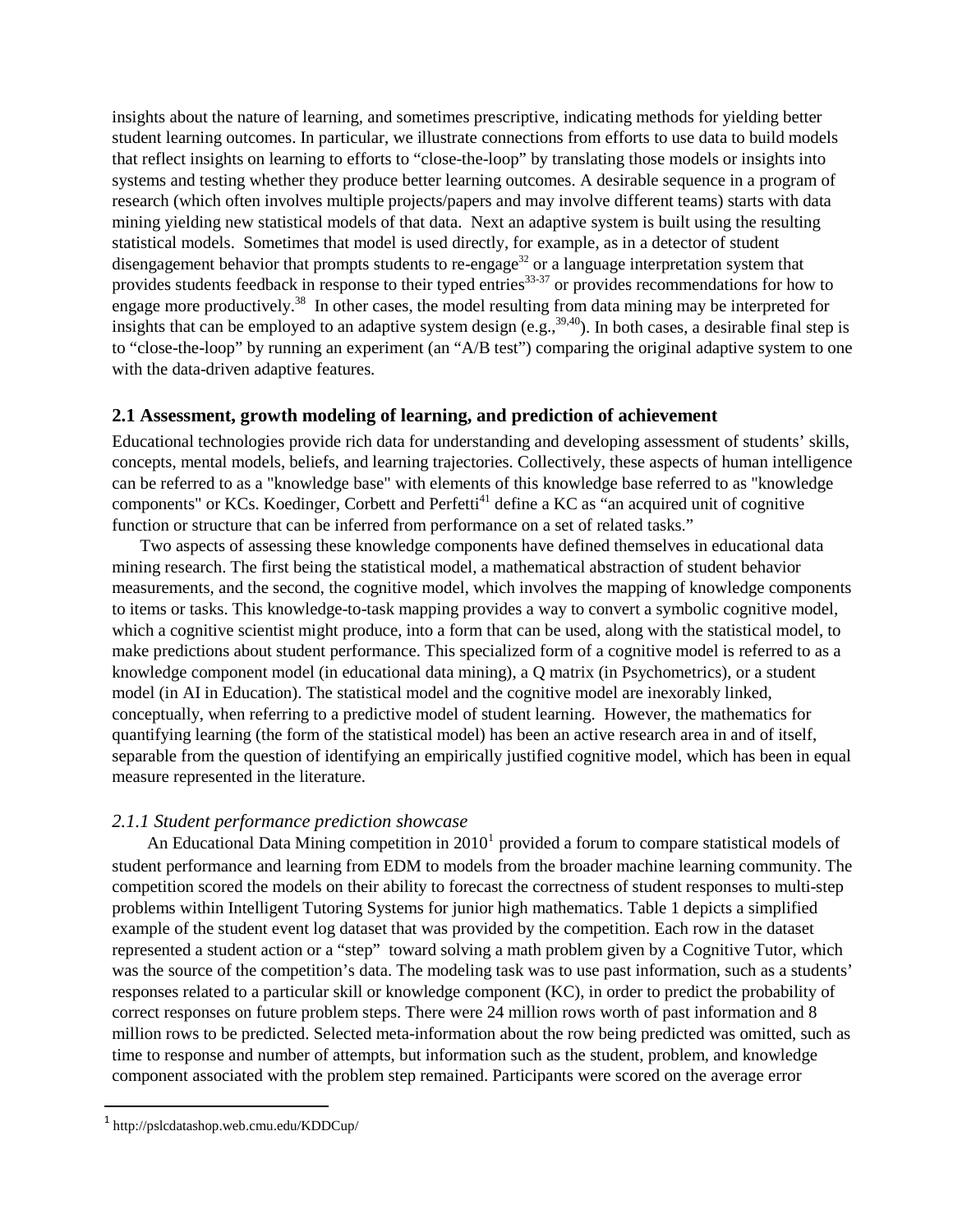insights about the nature of learning, and sometimes prescriptive, indicating methods for yielding better student learning outcomes. In particular, we illustrate connections from efforts to use data to build models that reflect insights on learning to efforts to "close-the-loop" by translating those models or insights into systems and testing whether they produce better learning outcomes. A desirable sequence in a program of research (which often involves multiple projects/papers and may involve different teams) starts with data mining yielding new statistical models of that data. Next an adaptive system is built using the resulting statistical models. Sometimes that model is used directly, for example, as in a detector of student disengagement behavior that prompts students to re-engage[32] or a language interpretation system that provides students feedback in response to their typed entries[33-37] or provides recommendations for how to engage more productively.[38] In other cases, the model resulting from data mining may be interpreted for insights that can be employed to an adaptive system design (e.g.,[39,40]). In both cases, a desirable final step is to "close-the-loop" by running an experiment (an "A/B test") comparing the original adaptive system to one with the data-driven adaptive features.

## 2.1 Assessment, growth modeling of learning, and prediction of achievement

Educational technologies provide rich data for understanding and developing assessment of students' skills, concepts, mental models, beliefs, and learning trajectories. Collectively, these aspects of human intelligence can be referred to as a "knowledge base" with elements of this knowledge base referred to as "knowledge components" or KCs. Koedinger, Corbett and Perfetti[41] define a KC as "an acquired unit of cognitive function or structure that can be inferred from performance on a set of related tasks."

Two aspects of assessing these knowledge components have defined themselves in educational data mining research. The first being the statistical model, a mathematical abstraction of student behavior measurements, and the second, the cognitive model, which involves the mapping of knowledge components to items or tasks. This knowledge-to-task mapping provides a way to convert a symbolic cognitive model, which a cognitive scientist might produce, into a form that can be used, along with the statistical model, to make predictions about student performance. This specialized form of a cognitive model is referred to as a knowledge component model (in educational data mining), a Q matrix (in Psychometrics), or a student model (in AI in Education). The statistical model and the cognitive model are inexorably linked, conceptually, when referring to a predictive model of student learning. However, the mathematics for quantifying learning (the form of the statistical model) has been an active research area in and of itself, separable from the question of identifying an empirically justified cognitive model, which has been in equal measure represented in the literature.

### *2.1.1 Student performance prediction showcase*

An Educational Data Mining competition in 2010[1] provided a forum to compare statistical models of student performance and learning from EDM to models from the broader machine learning community. The competition scored the models on their ability to forecast the correctness of student responses to multi-step problems within Intelligent Tutoring Systems for junior high mathematics. Table 1 depicts a simplified example of the student event log dataset that was provided by the competition. Each row in the dataset represented a student action or a "step" toward solving a math problem given by a Cognitive Tutor, which was the source of the competition's data. The modeling task was to use past information, such as a students' responses related to a particular skill or knowledge component (KC), in order to predict the probability of correct responses on future problem steps. There were 24 million rows worth of past information and 8 million rows to be predicted. Selected meta-information about the row being predicted was omitted, such as time to response and number of attempts, but information such as the student, problem, and knowledge component associated with the problem step remained. Participants were scored on the average error

[1] http://pslcdatashop.web.cmu.edu/KDDCup/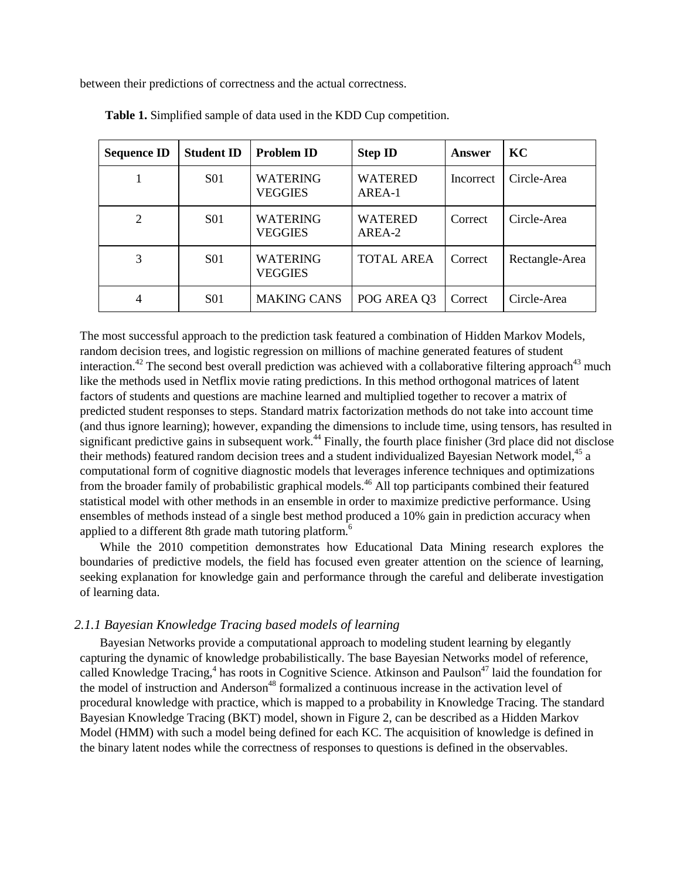between their predictions of correctness and the actual correctness.

**Table 1.** Simplified sample of data used in the KDD Cup competition.

| Sequence ID | Student ID | Problem ID | Step ID | Answer | KC |
|---|---|---|---|---|---|
| 1 | S01 | WATERING VEGGIES | WATERED AREA-1 | Incorrect | Circle-Area |
| 2 | S01 | WATERING VEGGIES | WATERED AREA-2 | Correct | Circle-Area |
| 3 | S01 | WATERING VEGGIES | TOTAL AREA | Correct | Rectangle-Area |
| 4 | S01 | MAKING CANS | POG AREA Q3 | Correct | Circle-Area |

The most successful approach to the prediction task featured a combination of Hidden Markov Models, random decision trees, and logistic regression on millions of machine generated features of student interaction.[42] The second best overall prediction was achieved with a collaborative filtering approach[43] much like the methods used in Netflix movie rating predictions. In this method orthogonal matrices of latent factors of students and questions are machine learned and multiplied together to recover a matrix of predicted student responses to steps. Standard matrix factorization methods do not take into account time (and thus ignore learning); however, expanding the dimensions to include time, using tensors, has resulted in significant predictive gains in subsequent work.[44] Finally, the fourth place finisher (3rd place did not disclose their methods) featured random decision trees and a student individualized Bayesian Network model,[45] a computational form of cognitive diagnostic models that leverages inference techniques and optimizations from the broader family of probabilistic graphical models.[46] All top participants combined their featured statistical model with other methods in an ensemble in order to maximize predictive performance. Using ensembles of methods instead of a single best method produced a 10% gain in prediction accuracy when applied to a different 8th grade math tutoring platform.[6]

While the 2010 competition demonstrates how Educational Data Mining research explores the boundaries of predictive models, the field has focused even greater attention on the science of learning, seeking explanation for knowledge gain and performance through the careful and deliberate investigation of learning data.

### *2.1.1 Bayesian Knowledge Tracing based models of learning*

Bayesian Networks provide a computational approach to modeling student learning by elegantly capturing the dynamic of knowledge probabilistically. The base Bayesian Networks model of reference, called Knowledge Tracing,[4] has roots in Cognitive Science. Atkinson and Paulson[47] laid the foundation for the model of instruction and Anderson[48] formalized a continuous increase in the activation level of procedural knowledge with practice, which is mapped to a probability in Knowledge Tracing. The standard Bayesian Knowledge Tracing (BKT) model, shown in Figure 2, can be described as a Hidden Markov Model (HMM) with such a model being defined for each KC. The acquisition of knowledge is defined in the binary latent nodes while the correctness of responses to questions is defined in the observables.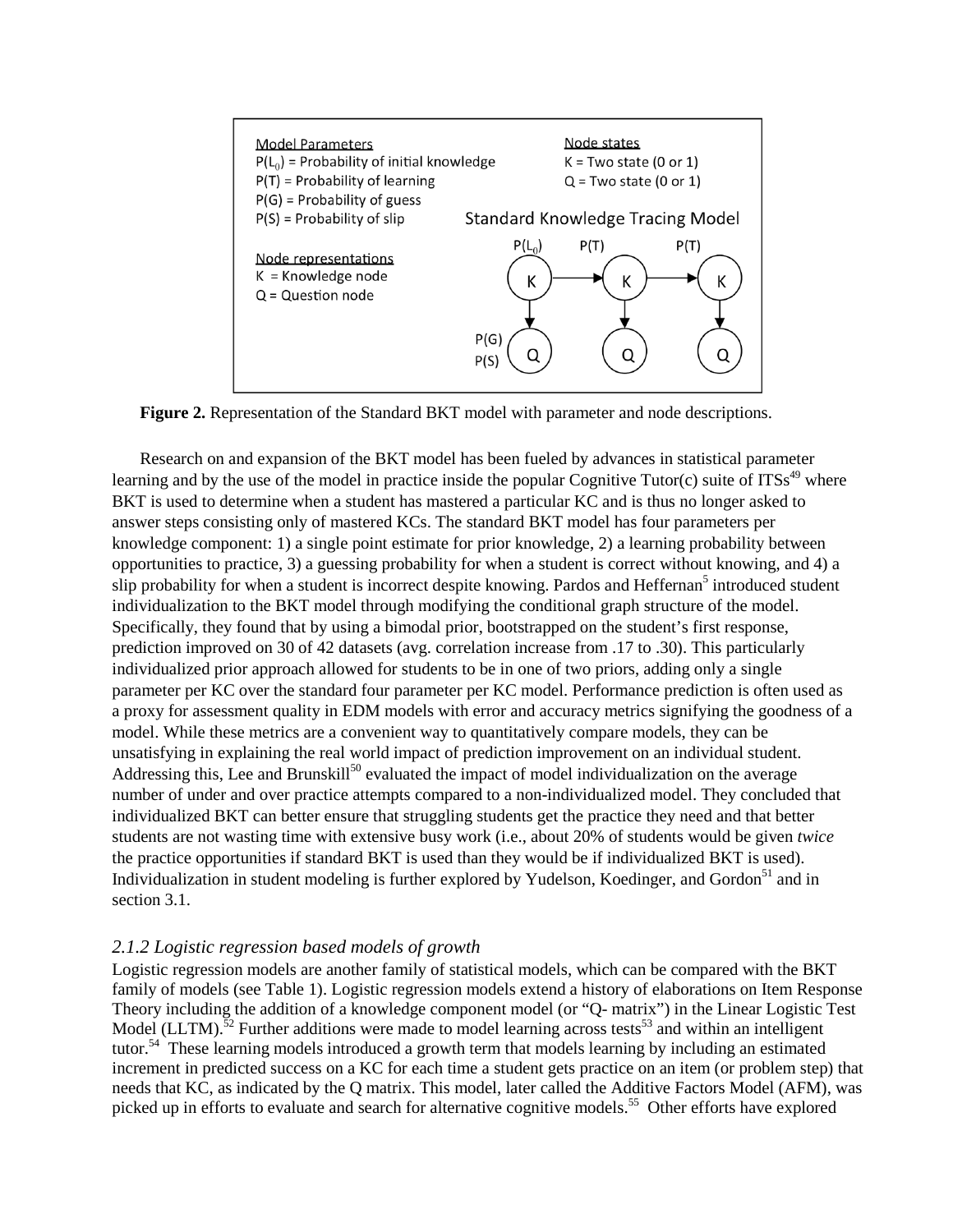Model Parameters
$P(L_0)$ = Probability of initial knowledge
$P(T)$ = Probability of learning
$P(G)$ = Probability of guess
$P(S)$ = Probability of slip

Node representations
K = Knowledge node
Q = Question node

Node states
K = Two state (0 or 1)
Q = Two state (0 or 1)

Standard Knowledge Tracing Model

**Figure 2.** Representation of the Standard BKT model with parameter and node descriptions.

Research on and expansion of the BKT model has been fueled by advances in statistical parameter learning and by the use of the model in practice inside the popular Cognitive Tutor(c) suite of ITSs[49] where BKT is used to determine when a student has mastered a particular KC and is thus no longer asked to answer steps consisting only of mastered KCs. The standard BKT model has four parameters per knowledge component: 1) a single point estimate for prior knowledge, 2) a learning probability between opportunities to practice, 3) a guessing probability for when a student is correct without knowing, and 4) a slip probability for when a student is incorrect despite knowing. Pardos and Heffernan[5] introduced student individualization to the BKT model through modifying the conditional graph structure of the model. Specifically, they found that by using a bimodal prior, bootstrapped on the student's first response, prediction improved on 30 of 42 datasets (avg. correlation increase from .17 to .30). This particularly individualized prior approach allowed for students to be in one of two priors, adding only a single parameter per KC over the standard four parameter per KC model. Performance prediction is often used as a proxy for assessment quality in EDM models with error and accuracy metrics signifying the goodness of a model. While these metrics are a convenient way to quantitatively compare models, they can be unsatisfying in explaining the real world impact of prediction improvement on an individual student. Addressing this, Lee and Brunskill[50] evaluated the impact of model individualization on the average number of under and over practice attempts compared to a non-individualized model. They concluded that individualized BKT can better ensure that struggling students get the practice they need and that better students are not wasting time with extensive busy work (i.e., about 20% of students would be given *twice* the practice opportunities if standard BKT is used than they would be if individualized BKT is used). Individualization in student modeling is further explored by Yudelson, Koedinger, and Gordon[51] and in section 3.1.

### *2.1.2 Logistic regression based models of growth*

Logistic regression models are another family of statistical models, which can be compared with the BKT family of models (see Table 1). Logistic regression models extend a history of elaborations on Item Response Theory including the addition of a knowledge component model (or "Q- matrix") in the Linear Logistic Test Model (LLTM).[52] Further additions were made to model learning across tests[53] and within an intelligent tutor.[54] These learning models introduced a growth term that models learning by including an estimated increment in predicted success on a KC for each time a student gets practice on an item (or problem step) that needs that KC, as indicated by the Q matrix. This model, later called the Additive Factors Model (AFM), was picked up in efforts to evaluate and search for alternative cognitive models.[55] Other efforts have explored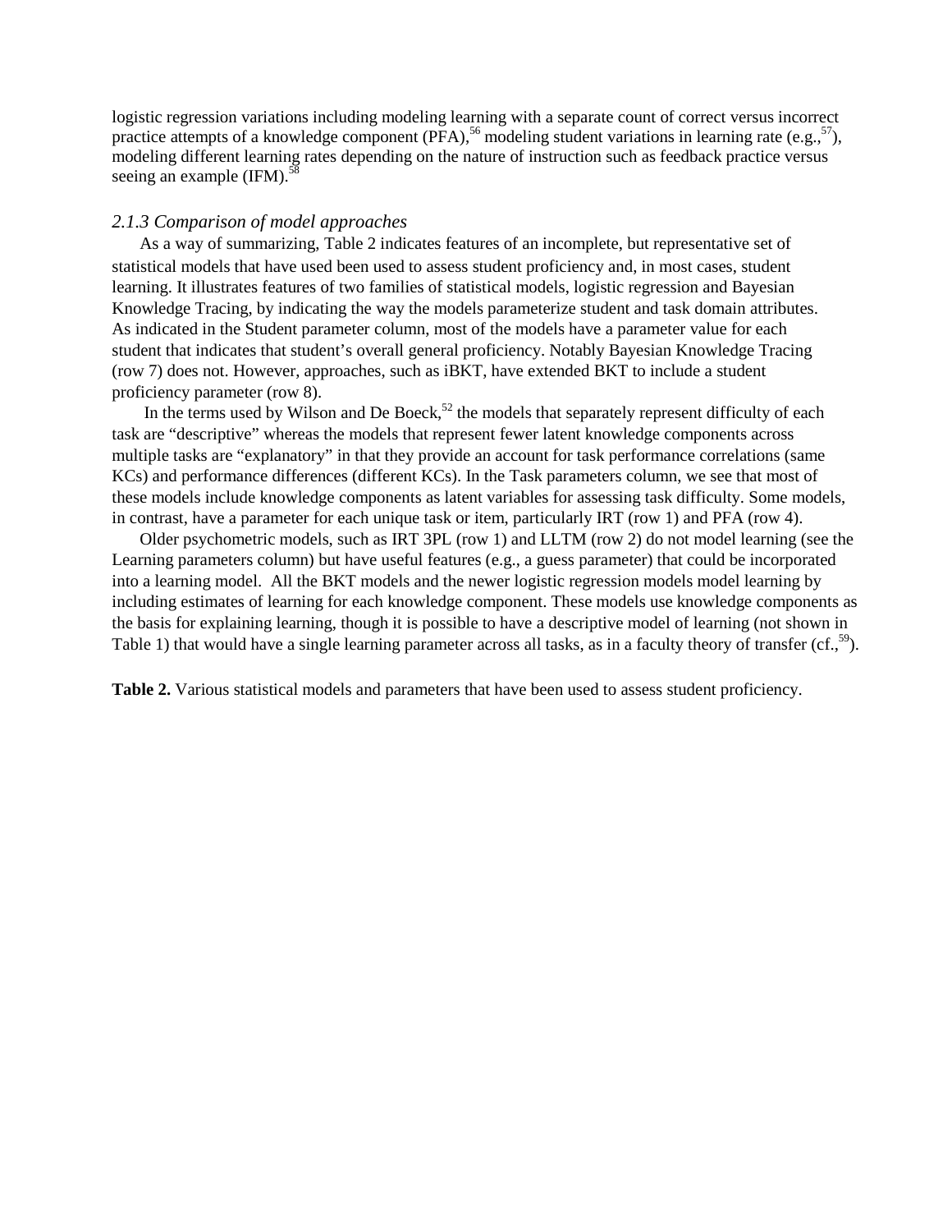logistic regression variations including modeling learning with a separate count of correct versus incorrect practice attempts of a knowledge component (PFA),[56] modeling student variations in learning rate (e.g.,[57]), modeling different learning rates depending on the nature of instruction such as feedback practice versus seeing an example (IFM).[58]

### *2.1.3 Comparison of model approaches*

As a way of summarizing, Table 2 indicates features of an incomplete, but representative set of statistical models that have used been used to assess student proficiency and, in most cases, student learning. It illustrates features of two families of statistical models, logistic regression and Bayesian Knowledge Tracing, by indicating the way the models parameterize student and task domain attributes. As indicated in the Student parameter column, most of the models have a parameter value for each student that indicates that student's overall general proficiency. Notably Bayesian Knowledge Tracing (row 7) does not. However, approaches, such as iBKT, have extended BKT to include a student proficiency parameter (row 8).

In the terms used by Wilson and De Boeck,[52] the models that separately represent difficulty of each task are "descriptive" whereas the models that represent fewer latent knowledge components across multiple tasks are "explanatory" in that they provide an account for task performance correlations (same KCs) and performance differences (different KCs). In the Task parameters column, we see that most of these models include knowledge components as latent variables for assessing task difficulty. Some models, in contrast, have a parameter for each unique task or item, particularly IRT (row 1) and PFA (row 4).

Older psychometric models, such as IRT 3PL (row 1) and LLTM (row 2) do not model learning (see the Learning parameters column) but have useful features (e.g., a guess parameter) that could be incorporated into a learning model. All the BKT models and the newer logistic regression models model learning by including estimates of learning for each knowledge component. These models use knowledge components as the basis for explaining learning, though it is possible to have a descriptive model of learning (not shown in Table 1) that would have a single learning parameter across all tasks, as in a faculty theory of transfer (cf.,[59]).

**Table 2.** Various statistical models and parameters that have been used to assess student proficiency.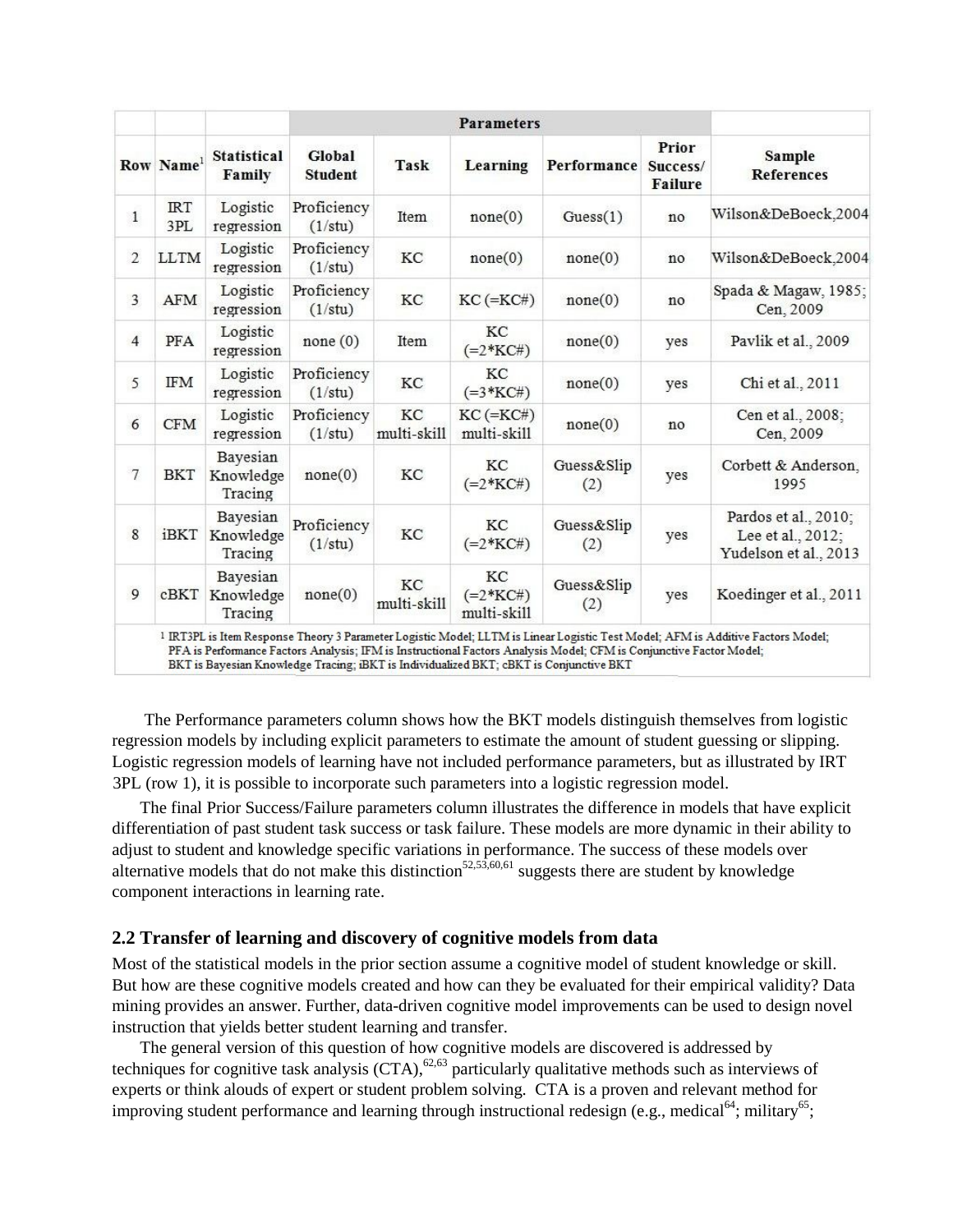| Row | Name[1] | Statistical Family | Parameters | | | | | Sample References |
|---|---|---|---|---|---|---|---|---|
| | | | Global Student | Task | Learning | Performance | Prior Success/ Failure | |
| 1 | IRT 3PL | Logistic regression | Proficiency (1/stu) | Item | none(0) | Guess(1) | no | Wilson&DeBoeck,2004 |
| 2 | LLTM | Logistic regression | Proficiency (1/stu) | KC | none(0) | none(0) | no | Wilson&DeBoeck,2004 |
| 3 | AFM | Logistic regression | Proficiency (1/stu) | KC | KC (=KC#) | none(0) | no | Spada & Magaw, 1985; Cen, 2009 |
| 4 | PFA | Logistic regression | none (0) | Item | KC (=2*KC#) | none(0) | yes | Pavlik et al., 2009 |
| 5 | IFM | Logistic regression | Proficiency (1/stu) | KC | KC (=3*KC#) | none(0) | yes | Chi et al., 2011 |
| 6 | CFM | Logistic regression | Proficiency (1/stu) | KC multi-skill | KC (=KC#) multi-skill | none(0) | no | Cen et al., 2008; Cen, 2009 |
| 7 | BKT | Bayesian Knowledge Tracing | none(0) | KC | KC (=2*KC#) | Guess&Slip (2) | yes | Corbett & Anderson, 1995 |
| 8 | iBKT | Bayesian Knowledge Tracing | Proficiency (1/stu) | KC | KC (=2*KC#) | Guess&Slip (2) | yes | Pardos et al., 2010; Lee et al., 2012; Yudelson et al., 2013 |
| 9 | cBKT | Bayesian Knowledge Tracing | none(0) | KC multi-skill | KC (=2*KC#) multi-skill | Guess&Slip (2) | yes | Koedinger et al., 2011 |

[1] IRT3PL is Item Response Theory 3 Parameter Logistic Model; LLTM is Linear Logistic Test Model; AFM is Additive Factors Model; PFA is Performance Factors Analysis; IFM is Instructional Factors Analysis Model; CFM is Conjunctive Factor Model; BKT is Bayesian Knowledge Tracing; iBKT is Individualized BKT; cBKT is Conjunctive BKT

The Performance parameters column shows how the BKT models distinguish themselves from logistic regression models by including explicit parameters to estimate the amount of student guessing or slipping. Logistic regression models of learning have not included performance parameters, but as illustrated by IRT 3PL (row 1), it is possible to incorporate such parameters into a logistic regression model.

The final Prior Success/Failure parameters column illustrates the difference in models that have explicit differentiation of past student task success or task failure. These models are more dynamic in their ability to adjust to student and knowledge specific variations in performance. The success of these models over alternative models that do not make this distinction[52,53,60,61] suggests there are student by knowledge component interactions in learning rate.

### 2.2 Transfer of learning and discovery of cognitive models from data

Most of the statistical models in the prior section assume a cognitive model of student knowledge or skill. But how are these cognitive models created and how can they be evaluated for their empirical validity? Data mining provides an answer. Further, data-driven cognitive model improvements can be used to design novel instruction that yields better student learning and transfer.

The general version of this question of how cognitive models are discovered is addressed by techniques for cognitive task analysis (CTA),[62,63] particularly qualitative methods such as interviews of experts or think alouds of expert or student problem solving. CTA is a proven and relevant method for improving student performance and learning through instructional redesign (e.g., medical[64]; military[65];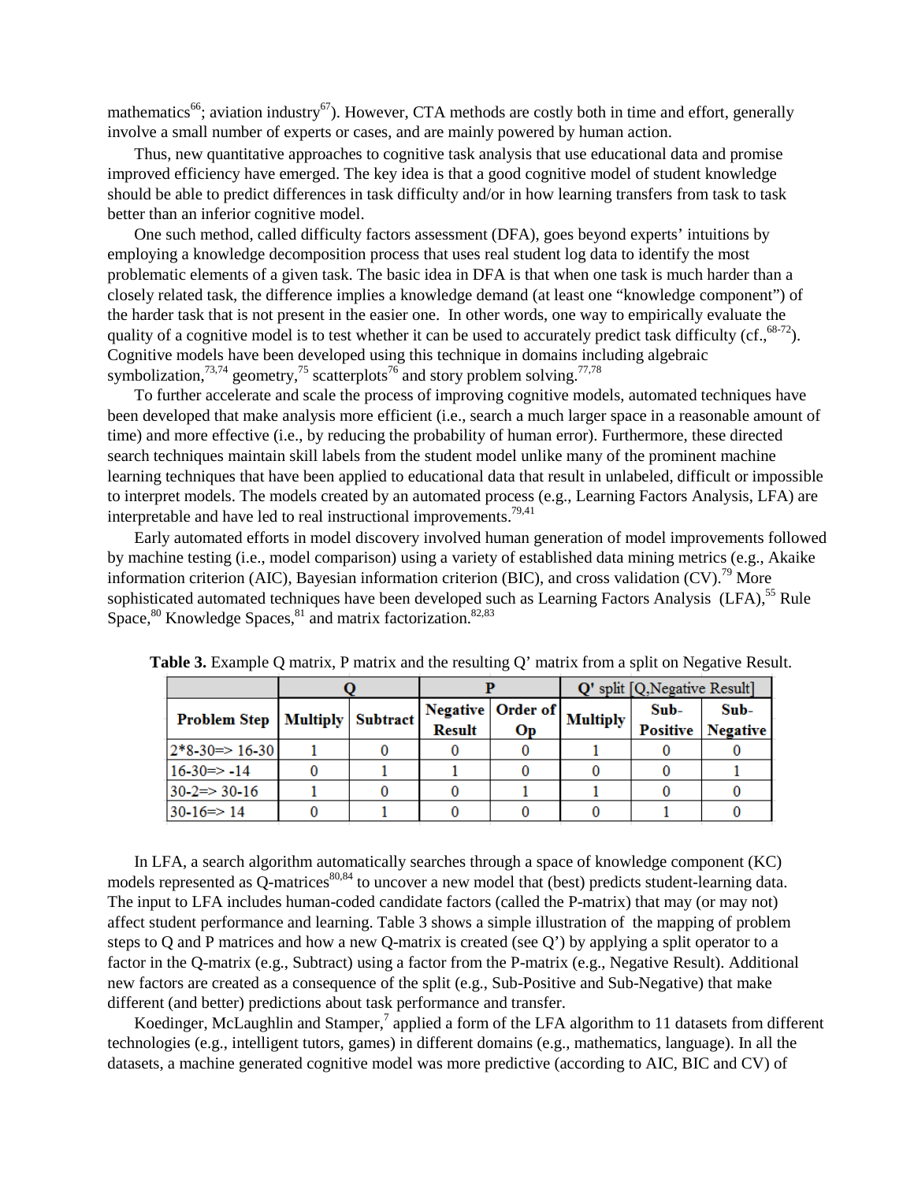mathematics[66]; aviation industry[67]). However, CTA methods are costly both in time and effort, generally involve a small number of experts or cases, and are mainly powered by human action.

Thus, new quantitative approaches to cognitive task analysis that use educational data and promise improved efficiency have emerged. The key idea is that a good cognitive model of student knowledge should be able to predict differences in task difficulty and/or in how learning transfers from task to task better than an inferior cognitive model.

One such method, called difficulty factors assessment (DFA), goes beyond experts' intuitions by employing a knowledge decomposition process that uses real student log data to identify the most problematic elements of a given task. The basic idea in DFA is that when one task is much harder than a closely related task, the difference implies a knowledge demand (at least one "knowledge component") of the harder task that is not present in the easier one. In other words, one way to empirically evaluate the quality of a cognitive model is to test whether it can be used to accurately predict task difficulty (cf.,[68-72]). Cognitive models have been developed using this technique in domains including algebraic symbolization,[73,74] geometry,[75] scatterplots[76] and story problem solving.[77,78]

To further accelerate and scale the process of improving cognitive models, automated techniques have been developed that make analysis more efficient (i.e., search a much larger space in a reasonable amount of time) and more effective (i.e., by reducing the probability of human error). Furthermore, these directed search techniques maintain skill labels from the student model unlike many of the prominent machine learning techniques that have been applied to educational data that result in unlabeled, difficult or impossible to interpret models. The models created by an automated process (e.g., Learning Factors Analysis, LFA) are interpretable and have led to real instructional improvements.[79,41]

Early automated efforts in model discovery involved human generation of model improvements followed by machine testing (i.e., model comparison) using a variety of established data mining metrics (e.g., Akaike information criterion (AIC), Bayesian information criterion (BIC), and cross validation (CV).[79] More sophisticated automated techniques have been developed such as Learning Factors Analysis (LFA),[55] Rule Space,[80] Knowledge Spaces,[81] and matrix factorization.[82,83]

**Table 3.** Example Q matrix, P matrix and the resulting Q' matrix from a split on Negative Result.

| | Q | | P | | Q' split [Q,Negative Result] | | |
|---|---|---|---|---|---|---|---|
| **Problem Step** | **Multiply** | **Subtract** | **Negative Result** | **Order of Op** | **Multiply** | **Sub-Positive** | **Sub-Negative** |
| 2*8-30=> 16-30 | 1 | 0 | 0 | 0 | 1 | 0 | 0 |
| 16-30=> -14 | 0 | 1 | 1 | 0 | 0 | 0 | 1 |
| 30-2=> 30-16 | 1 | 0 | 0 | 1 | 1 | 0 | 0 |
| 30-16=> 14 | 0 | 1 | 0 | 0 | 0 | 1 | 0 |

In LFA, a search algorithm automatically searches through a space of knowledge component (KC) models represented as Q-matrices[80,84] to uncover a new model that (best) predicts student-learning data. The input to LFA includes human-coded candidate factors (called the P-matrix) that may (or may not) affect student performance and learning. Table 3 shows a simple illustration of the mapping of problem steps to Q and P matrices and how a new Q-matrix is created (see Q') by applying a split operator to a factor in the Q-matrix (e.g., Subtract) using a factor from the P-matrix (e.g., Negative Result). Additional new factors are created as a consequence of the split (e.g., Sub-Positive and Sub-Negative) that make different (and better) predictions about task performance and transfer.

Koedinger, McLaughlin and Stamper,[7] applied a form of the LFA algorithm to 11 datasets from different technologies (e.g., intelligent tutors, games) in different domains (e.g., mathematics, language). In all the datasets, a machine generated cognitive model was more predictive (according to AIC, BIC and CV) of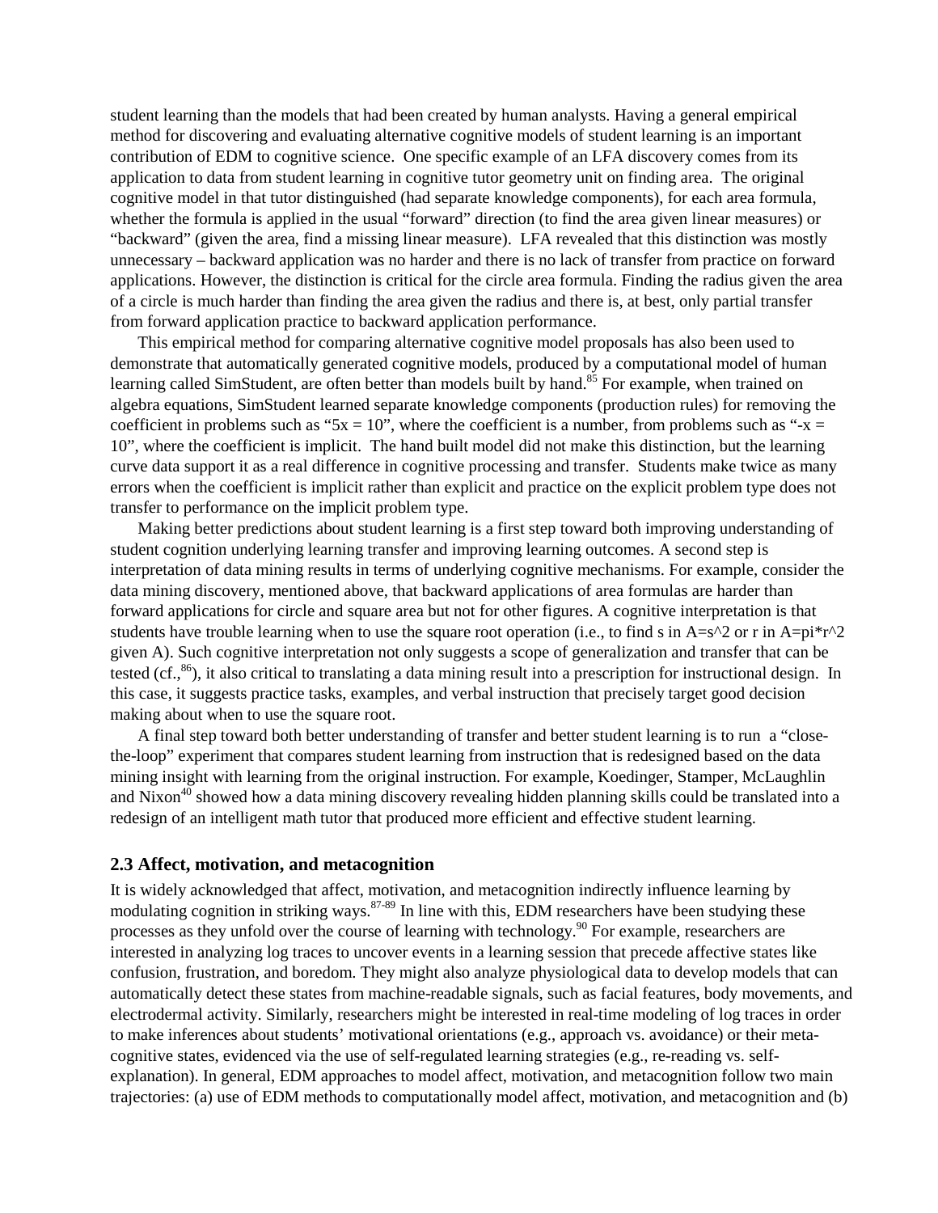student learning than the models that had been created by human analysts. Having a general empirical method for discovering and evaluating alternative cognitive models of student learning is an important contribution of EDM to cognitive science. One specific example of an LFA discovery comes from its application to data from student learning in cognitive tutor geometry unit on finding area. The original cognitive model in that tutor distinguished (had separate knowledge components), for each area formula, whether the formula is applied in the usual "forward" direction (to find the area given linear measures) or "backward" (given the area, find a missing linear measure). LFA revealed that this distinction was mostly unnecessary – backward application was no harder and there is no lack of transfer from practice on forward applications. However, the distinction is critical for the circle area formula. Finding the radius given the area of a circle is much harder than finding the area given the radius and there is, at best, only partial transfer from forward application practice to backward application performance.

This empirical method for comparing alternative cognitive model proposals has also been used to demonstrate that automatically generated cognitive models, produced by a computational model of human learning called SimStudent, are often better than models built by hand.[85] For example, when trained on algebra equations, SimStudent learned separate knowledge components (production rules) for removing the coefficient in problems such as "5x = 10", where the coefficient is a number, from problems such as "-x = 10", where the coefficient is implicit. The hand built model did not make this distinction, but the learning curve data support it as a real difference in cognitive processing and transfer. Students make twice as many errors when the coefficient is implicit rather than explicit and practice on the explicit problem type does not transfer to performance on the implicit problem type.

Making better predictions about student learning is a first step toward both improving understanding of student cognition underlying learning transfer and improving learning outcomes. A second step is interpretation of data mining results in terms of underlying cognitive mechanisms. For example, consider the data mining discovery, mentioned above, that backward applications of area formulas are harder than forward applications for circle and square area but not for other figures. A cognitive interpretation is that students have trouble learning when to use the square root operation (i.e., to find s in A=s^2 or r in A=pi*r^2 given A). Such cognitive interpretation not only suggests a scope of generalization and transfer that can be tested (cf.,[86]), it also critical to translating a data mining result into a prescription for instructional design. In this case, it suggests practice tasks, examples, and verbal instruction that precisely target good decision making about when to use the square root.

A final step toward both better understanding of transfer and better student learning is to run a "close-the-loop" experiment that compares student learning from instruction that is redesigned based on the data mining insight with learning from the original instruction. For example, Koedinger, Stamper, McLaughlin and Nixon[40] showed how a data mining discovery revealing hidden planning skills could be translated into a redesign of an intelligent math tutor that produced more efficient and effective student learning.

## 2.3 Affect, motivation, and metacognition

It is widely acknowledged that affect, motivation, and metacognition indirectly influence learning by modulating cognition in striking ways.[87-89] In line with this, EDM researchers have been studying these processes as they unfold over the course of learning with technology.[90] For example, researchers are interested in analyzing log traces to uncover events in a learning session that precede affective states like confusion, frustration, and boredom. They might also analyze physiological data to develop models that can automatically detect these states from machine-readable signals, such as facial features, body movements, and electrodermal activity. Similarly, researchers might be interested in real-time modeling of log traces in order to make inferences about students' motivational orientations (e.g., approach vs. avoidance) or their meta-cognitive states, evidenced via the use of self-regulated learning strategies (e.g., re-reading vs. self-explanation). In general, EDM approaches to model affect, motivation, and metacognition follow two main trajectories: (a) use of EDM methods to computationally model affect, motivation, and metacognition and (b)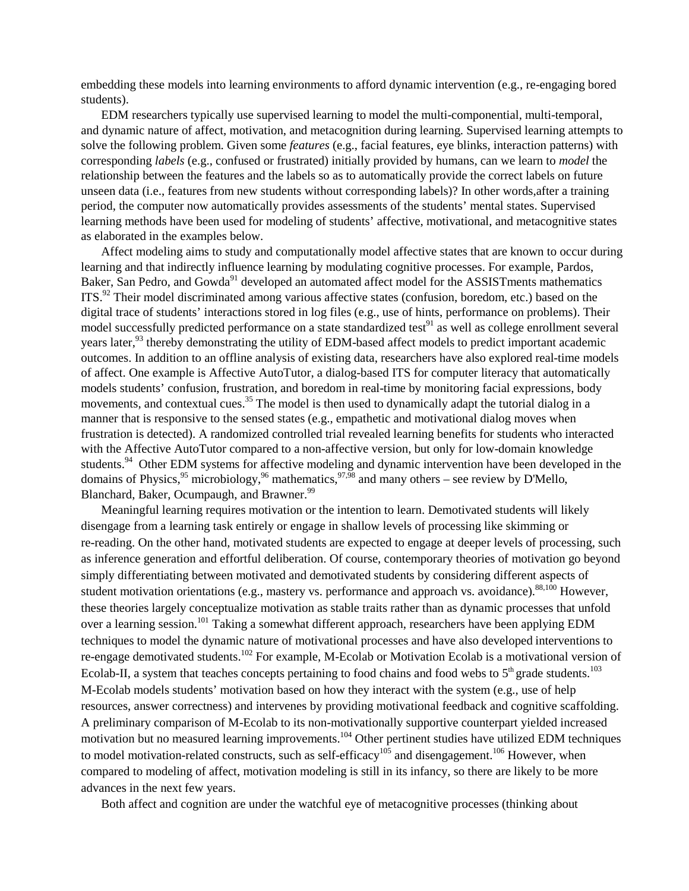embedding these models into learning environments to afford dynamic intervention (e.g., re-engaging bored students).

EDM researchers typically use supervised learning to model the multi-componential, multi-temporal, and dynamic nature of affect, motivation, and metacognition during learning. Supervised learning attempts to solve the following problem. Given some *features* (e.g., facial features, eye blinks, interaction patterns) with corresponding *labels* (e.g., confused or frustrated) initially provided by humans, can we learn to *model* the relationship between the features and the labels so as to automatically provide the correct labels on future unseen data (i.e., features from new students without corresponding labels)? In other words,after a training period, the computer now automatically provides assessments of the students' mental states. Supervised learning methods have been used for modeling of students' affective, motivational, and metacognitive states as elaborated in the examples below.

Affect modeling aims to study and computationally model affective states that are known to occur during learning and that indirectly influence learning by modulating cognitive processes. For example, Pardos, Baker, San Pedro, and Gowda[91] developed an automated affect model for the ASSISTments mathematics ITS.[92] Their model discriminated among various affective states (confusion, boredom, etc.) based on the digital trace of students' interactions stored in log files (e.g., use of hints, performance on problems). Their model successfully predicted performance on a state standardized test[91] as well as college enrollment several years later,[93] thereby demonstrating the utility of EDM-based affect models to predict important academic outcomes. In addition to an offline analysis of existing data, researchers have also explored real-time models of affect. One example is Affective AutoTutor, a dialog-based ITS for computer literacy that automatically models students' confusion, frustration, and boredom in real-time by monitoring facial expressions, body movements, and contextual cues.[35] The model is then used to dynamically adapt the tutorial dialog in a manner that is responsive to the sensed states (e.g., empathetic and motivational dialog moves when frustration is detected). A randomized controlled trial revealed learning benefits for students who interacted with the Affective AutoTutor compared to a non-affective version, but only for low-domain knowledge students.[94] Other EDM systems for affective modeling and dynamic intervention have been developed in the domains of Physics,[95] microbiology,[96] mathematics,[97,98] and many others – see review by D'Mello, Blanchard, Baker, Ocumpaugh, and Brawner.[99]

Meaningful learning requires motivation or the intention to learn. Demotivated students will likely disengage from a learning task entirely or engage in shallow levels of processing like skimming or re-reading. On the other hand, motivated students are expected to engage at deeper levels of processing, such as inference generation and effortful deliberation. Of course, contemporary theories of motivation go beyond simply differentiating between motivated and demotivated students by considering different aspects of student motivation orientations (e.g., mastery vs. performance and approach vs. avoidance).[88,100] However, these theories largely conceptualize motivation as stable traits rather than as dynamic processes that unfold over a learning session.[101] Taking a somewhat different approach, researchers have been applying EDM techniques to model the dynamic nature of motivational processes and have also developed interventions to re-engage demotivated students.[102] For example, M-Ecolab or Motivation Ecolab is a motivational version of Ecolab-II, a system that teaches concepts pertaining to food chains and food webs to 5th grade students.[103] M-Ecolab models students' motivation based on how they interact with the system (e.g., use of help resources, answer correctness) and intervenes by providing motivational feedback and cognitive scaffolding. A preliminary comparison of M-Ecolab to its non-motivationally supportive counterpart yielded increased motivation but no measured learning improvements.[104] Other pertinent studies have utilized EDM techniques to model motivation-related constructs, such as self-efficacy[105] and disengagement.[106] However, when compared to modeling of affect, motivation modeling is still in its infancy, so there are likely to be more advances in the next few years.

Both affect and cognition are under the watchful eye of metacognitive processes (thinking about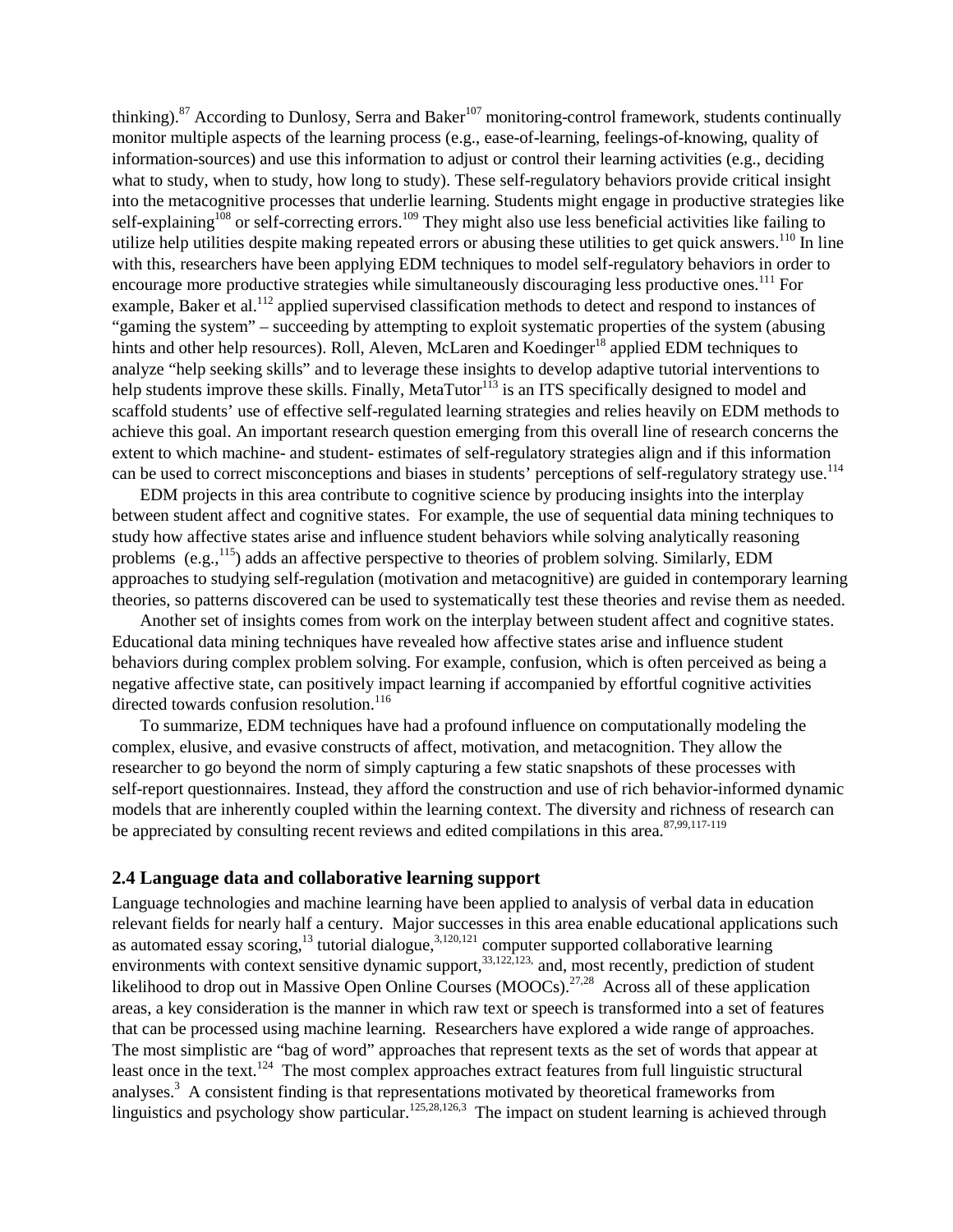thinking).[87] According to Dunlosy, Serra and Baker[107] monitoring-control framework, students continually monitor multiple aspects of the learning process (e.g., ease-of-learning, feelings-of-knowing, quality of information-sources) and use this information to adjust or control their learning activities (e.g., deciding what to study, when to study, how long to study). These self-regulatory behaviors provide critical insight into the metacognitive processes that underlie learning. Students might engage in productive strategies like self-explaining[108] or self-correcting errors.[109] They might also use less beneficial activities like failing to utilize help utilities despite making repeated errors or abusing these utilities to get quick answers.[110] In line with this, researchers have been applying EDM techniques to model self-regulatory behaviors in order to encourage more productive strategies while simultaneously discouraging less productive ones.[111] For example, Baker et al.[112] applied supervised classification methods to detect and respond to instances of "gaming the system" – succeeding by attempting to exploit systematic properties of the system (abusing hints and other help resources). Roll, Aleven, McLaren and Koedinger[18] applied EDM techniques to analyze "help seeking skills" and to leverage these insights to develop adaptive tutorial interventions to help students improve these skills. Finally, MetaTutor[113] is an ITS specifically designed to model and scaffold students' use of effective self-regulated learning strategies and relies heavily on EDM methods to achieve this goal. An important research question emerging from this overall line of research concerns the extent to which machine- and student- estimates of self-regulatory strategies align and if this information can be used to correct misconceptions and biases in students' perceptions of self-regulatory strategy use.[114]

EDM projects in this area contribute to cognitive science by producing insights into the interplay between student affect and cognitive states. For example, the use of sequential data mining techniques to study how affective states arise and influence student behaviors while solving analytically reasoning problems (e.g.,[115]) adds an affective perspective to theories of problem solving. Similarly, EDM approaches to studying self-regulation (motivation and metacognitive) are guided in contemporary learning theories, so patterns discovered can be used to systematically test these theories and revise them as needed.

Another set of insights comes from work on the interplay between student affect and cognitive states. Educational data mining techniques have revealed how affective states arise and influence student behaviors during complex problem solving. For example, confusion, which is often perceived as being a negative affective state, can positively impact learning if accompanied by effortful cognitive activities directed towards confusion resolution.[116]

To summarize, EDM techniques have had a profound influence on computationally modeling the complex, elusive, and evasive constructs of affect, motivation, and metacognition. They allow the researcher to go beyond the norm of simply capturing a few static snapshots of these processes with self-report questionnaires. Instead, they afford the construction and use of rich behavior-informed dynamic models that are inherently coupled within the learning context. The diversity and richness of research can be appreciated by consulting recent reviews and edited compilations in this area.[87,99,117-119]

## 2.4 Language data and collaborative learning support

Language technologies and machine learning have been applied to analysis of verbal data in education relevant fields for nearly half a century. Major successes in this area enable educational applications such as automated essay scoring,[13] tutorial dialogue,[3,120,121] computer supported collaborative learning environments with context sensitive dynamic support,[33,122,123,] and, most recently, prediction of student likelihood to drop out in Massive Open Online Courses (MOOCs).[27,28] Across all of these application areas, a key consideration is the manner in which raw text or speech is transformed into a set of features that can be processed using machine learning. Researchers have explored a wide range of approaches. The most simplistic are "bag of word" approaches that represent texts as the set of words that appear at least once in the text.[124] The most complex approaches extract features from full linguistic structural analyses.[3] A consistent finding is that representations motivated by theoretical frameworks from linguistics and psychology show particular.[125,28,126,3] The impact on student learning is achieved through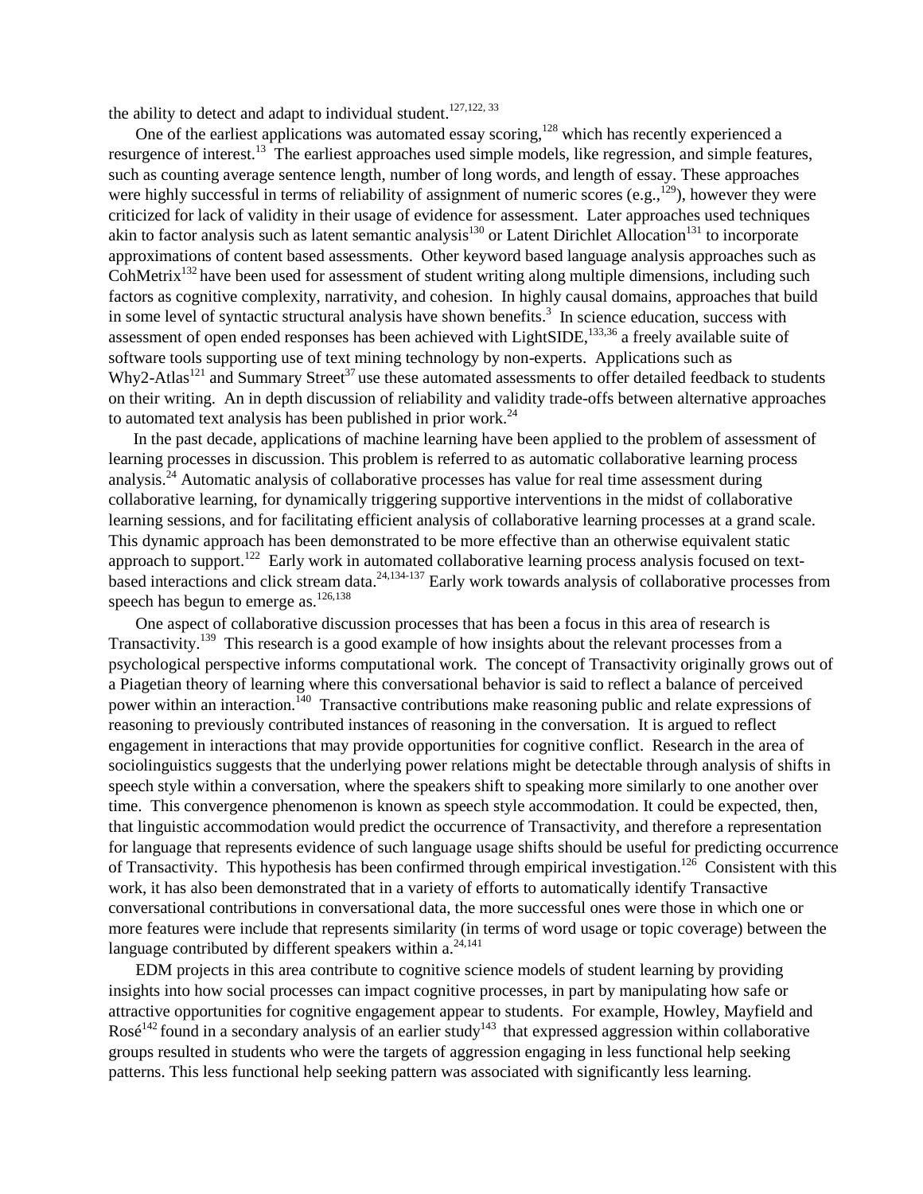the ability to detect and adapt to individual student.[127,122, 33]

One of the earliest applications was automated essay scoring,[128] which has recently experienced a resurgence of interest.[13] The earliest approaches used simple models, like regression, and simple features, such as counting average sentence length, number of long words, and length of essay. These approaches were highly successful in terms of reliability of assignment of numeric scores (e.g.,[129]), however they were criticized for lack of validity in their usage of evidence for assessment. Later approaches used techniques akin to factor analysis such as latent semantic analysis[130] or Latent Dirichlet Allocation[131] to incorporate approximations of content based assessments. Other keyword based language analysis approaches such as CohMetrix[132] have been used for assessment of student writing along multiple dimensions, including such factors as cognitive complexity, narrativity, and cohesion. In highly causal domains, approaches that build in some level of syntactic structural analysis have shown benefits.[3] In science education, success with assessment of open ended responses has been achieved with LightSIDE,[133,36] a freely available suite of software tools supporting use of text mining technology by non-experts. Applications such as Why2-Atlas[121] and Summary Street[37] use these automated assessments to offer detailed feedback to students on their writing. An in depth discussion of reliability and validity trade-offs between alternative approaches to automated text analysis has been published in prior work.[24]

In the past decade, applications of machine learning have been applied to the problem of assessment of learning processes in discussion. This problem is referred to as automatic collaborative learning process analysis.[24] Automatic analysis of collaborative processes has value for real time assessment during collaborative learning, for dynamically triggering supportive interventions in the midst of collaborative learning sessions, and for facilitating efficient analysis of collaborative learning processes at a grand scale. This dynamic approach has been demonstrated to be more effective than an otherwise equivalent static approach to support.[122] Early work in automated collaborative learning process analysis focused on text-based interactions and click stream data.[24,134-137] Early work towards analysis of collaborative processes from speech has begun to emerge as.[126,138]

One aspect of collaborative discussion processes that has been a focus in this area of research is Transactivity.[139] This research is a good example of how insights about the relevant processes from a psychological perspective informs computational work. The concept of Transactivity originally grows out of a Piagetian theory of learning where this conversational behavior is said to reflect a balance of perceived power within an interaction.[140] Transactive contributions make reasoning public and relate expressions of reasoning to previously contributed instances of reasoning in the conversation. It is argued to reflect engagement in interactions that may provide opportunities for cognitive conflict. Research in the area of sociolinguistics suggests that the underlying power relations might be detectable through analysis of shifts in speech style within a conversation, where the speakers shift to speaking more similarly to one another over time. This convergence phenomenon is known as speech style accommodation. It could be expected, then, that linguistic accommodation would predict the occurrence of Transactivity, and therefore a representation for language that represents evidence of such language usage shifts should be useful for predicting occurrence of Transactivity. This hypothesis has been confirmed through empirical investigation.[126] Consistent with this work, it has also been demonstrated that in a variety of efforts to automatically identify Transactive conversational contributions in conversational data, the more successful ones were those in which one or more features were include that represents similarity (in terms of word usage or topic coverage) between the language contributed by different speakers within a.[24,141]

EDM projects in this area contribute to cognitive science models of student learning by providing insights into how social processes can impact cognitive processes, in part by manipulating how safe or attractive opportunities for cognitive engagement appear to students. For example, Howley, Mayfield and Rosé[142] found in a secondary analysis of an earlier study[143] that expressed aggression within collaborative groups resulted in students who were the targets of aggression engaging in less functional help seeking patterns. This less functional help seeking pattern was associated with significantly less learning.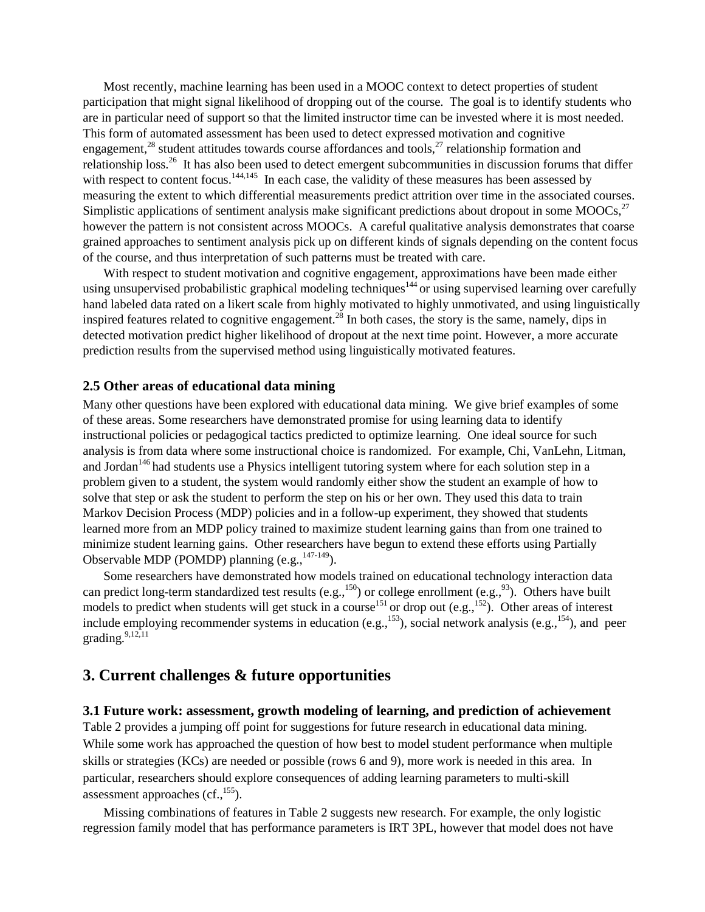Most recently, machine learning has been used in a MOOC context to detect properties of student participation that might signal likelihood of dropping out of the course. The goal is to identify students who are in particular need of support so that the limited instructor time can be invested where it is most needed. This form of automated assessment has been used to detect expressed motivation and cognitive engagement,[28] student attitudes towards course affordances and tools,[27] relationship formation and relationship loss.[26] It has also been used to detect emergent subcommunities in discussion forums that differ with respect to content focus.[144,145] In each case, the validity of these measures has been assessed by measuring the extent to which differential measurements predict attrition over time in the associated courses. Simplistic applications of sentiment analysis make significant predictions about dropout in some MOOCs,[27] however the pattern is not consistent across MOOCs. A careful qualitative analysis demonstrates that coarse grained approaches to sentiment analysis pick up on different kinds of signals depending on the content focus of the course, and thus interpretation of such patterns must be treated with care.

With respect to student motivation and cognitive engagement, approximations have been made either using unsupervised probabilistic graphical modeling techniques[144] or using supervised learning over carefully hand labeled data rated on a likert scale from highly motivated to highly unmotivated, and using linguistically inspired features related to cognitive engagement.[28] In both cases, the story is the same, namely, dips in detected motivation predict higher likelihood of dropout at the next time point. However, a more accurate prediction results from the supervised method using linguistically motivated features.

### 2.5 Other areas of educational data mining

Many other questions have been explored with educational data mining. We give brief examples of some of these areas. Some researchers have demonstrated promise for using learning data to identify instructional policies or pedagogical tactics predicted to optimize learning. One ideal source for such analysis is from data where some instructional choice is randomized. For example, Chi, VanLehn, Litman, and Jordan[146] had students use a Physics intelligent tutoring system where for each solution step in a problem given to a student, the system would randomly either show the student an example of how to solve that step or ask the student to perform the step on his or her own. They used this data to train Markov Decision Process (MDP) policies and in a follow-up experiment, they showed that students learned more from an MDP policy trained to maximize student learning gains than from one trained to minimize student learning gains. Other researchers have begun to extend these efforts using Partially Observable MDP (POMDP) planning (e.g.,[147-149]).

Some researchers have demonstrated how models trained on educational technology interaction data can predict long-term standardized test results (e.g.,[150]) or college enrollment (e.g.,[93]). Others have built models to predict when students will get stuck in a course[151] or drop out (e.g.,[152]). Other areas of interest include employing recommender systems in education (e.g.,[153]), social network analysis (e.g.,[154]), and peer grading.[9,12,11]

## 3. Current challenges & future opportunities

### 3.1 Future work: assessment, growth modeling of learning, and prediction of achievement

Table 2 provides a jumping off point for suggestions for future research in educational data mining. While some work has approached the question of how best to model student performance when multiple skills or strategies (KCs) are needed or possible (rows 6 and 9), more work is needed in this area. In particular, researchers should explore consequences of adding learning parameters to multi-skill assessment approaches (cf.,[155]).

Missing combinations of features in Table 2 suggests new research. For example, the only logistic regression family model that has performance parameters is IRT 3PL, however that model does not have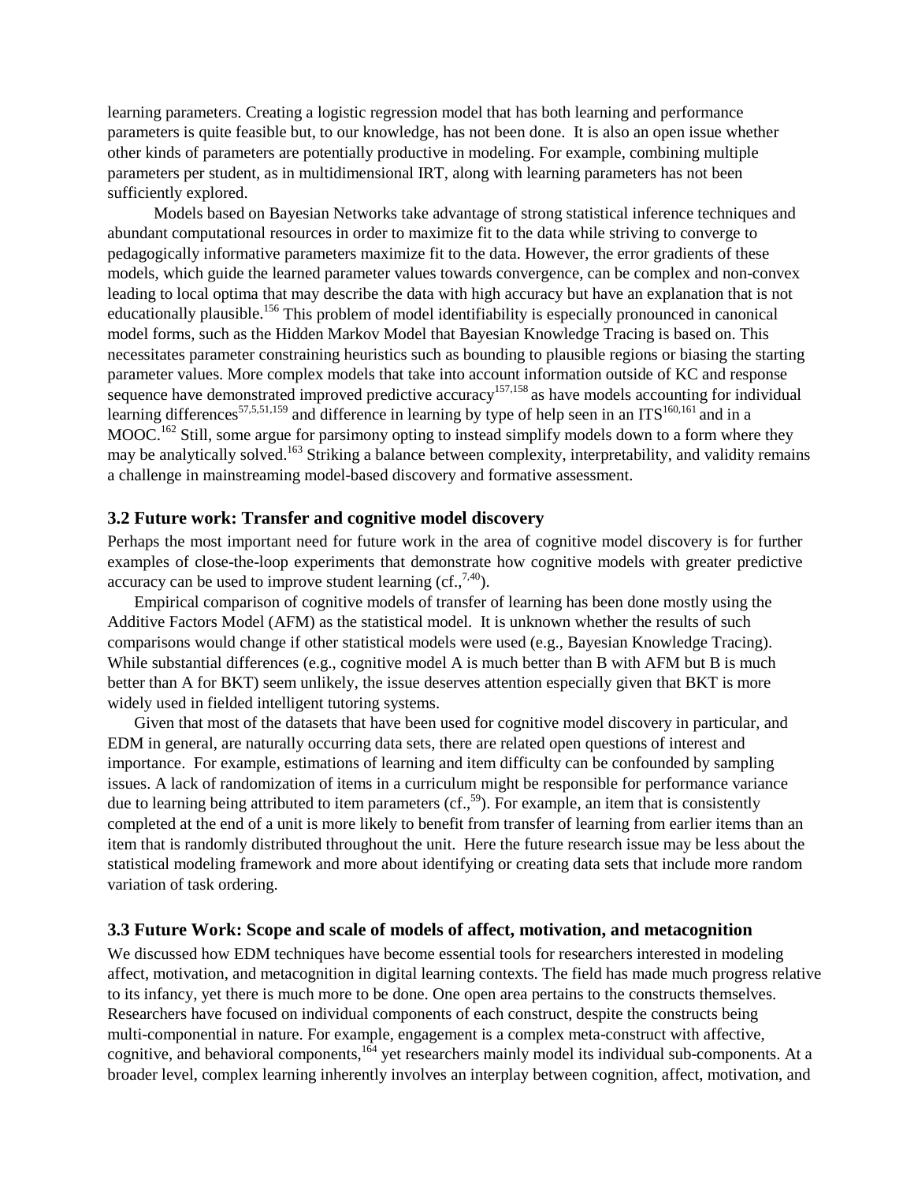learning parameters. Creating a logistic regression model that has both learning and performance parameters is quite feasible but, to our knowledge, has not been done. It is also an open issue whether other kinds of parameters are potentially productive in modeling. For example, combining multiple parameters per student, as in multidimensional IRT, along with learning parameters has not been sufficiently explored.

Models based on Bayesian Networks take advantage of strong statistical inference techniques and abundant computational resources in order to maximize fit to the data while striving to converge to pedagogically informative parameters maximize fit to the data. However, the error gradients of these models, which guide the learned parameter values towards convergence, can be complex and non-convex leading to local optima that may describe the data with high accuracy but have an explanation that is not educationally plausible.[156] This problem of model identifiability is especially pronounced in canonical model forms, such as the Hidden Markov Model that Bayesian Knowledge Tracing is based on. This necessitates parameter constraining heuristics such as bounding to plausible regions or biasing the starting parameter values. More complex models that take into account information outside of KC and response sequence have demonstrated improved predictive accuracy[157,158] as have models accounting for individual learning differences[57,5,51,159] and difference in learning by type of help seen in an ITS[160,161] and in a MOOC.[162] Still, some argue for parsimony opting to instead simplify models down to a form where they may be analytically solved.[163] Striking a balance between complexity, interpretability, and validity remains a challenge in mainstreaming model-based discovery and formative assessment.

### 3.2 Future work: Transfer and cognitive model discovery

Perhaps the most important need for future work in the area of cognitive model discovery is for further examples of close-the-loop experiments that demonstrate how cognitive models with greater predictive accuracy can be used to improve student learning (cf.,[7,40]).

Empirical comparison of cognitive models of transfer of learning has been done mostly using the Additive Factors Model (AFM) as the statistical model. It is unknown whether the results of such comparisons would change if other statistical models were used (e.g., Bayesian Knowledge Tracing). While substantial differences (e.g., cognitive model A is much better than B with AFM but B is much better than A for BKT) seem unlikely, the issue deserves attention especially given that BKT is more widely used in fielded intelligent tutoring systems.

Given that most of the datasets that have been used for cognitive model discovery in particular, and EDM in general, are naturally occurring data sets, there are related open questions of interest and importance. For example, estimations of learning and item difficulty can be confounded by sampling issues. A lack of randomization of items in a curriculum might be responsible for performance variance due to learning being attributed to item parameters (cf.,[59]). For example, an item that is consistently completed at the end of a unit is more likely to benefit from transfer of learning from earlier items than an item that is randomly distributed throughout the unit. Here the future research issue may be less about the statistical modeling framework and more about identifying or creating data sets that include more random variation of task ordering.

### 3.3 Future Work: Scope and scale of models of affect, motivation, and metacognition

We discussed how EDM techniques have become essential tools for researchers interested in modeling affect, motivation, and metacognition in digital learning contexts. The field has made much progress relative to its infancy, yet there is much more to be done. One open area pertains to the constructs themselves. Researchers have focused on individual components of each construct, despite the constructs being multi-componential in nature. For example, engagement is a complex meta-construct with affective, cognitive, and behavioral components,[164] yet researchers mainly model its individual sub-components. At a broader level, complex learning inherently involves an interplay between cognition, affect, motivation, and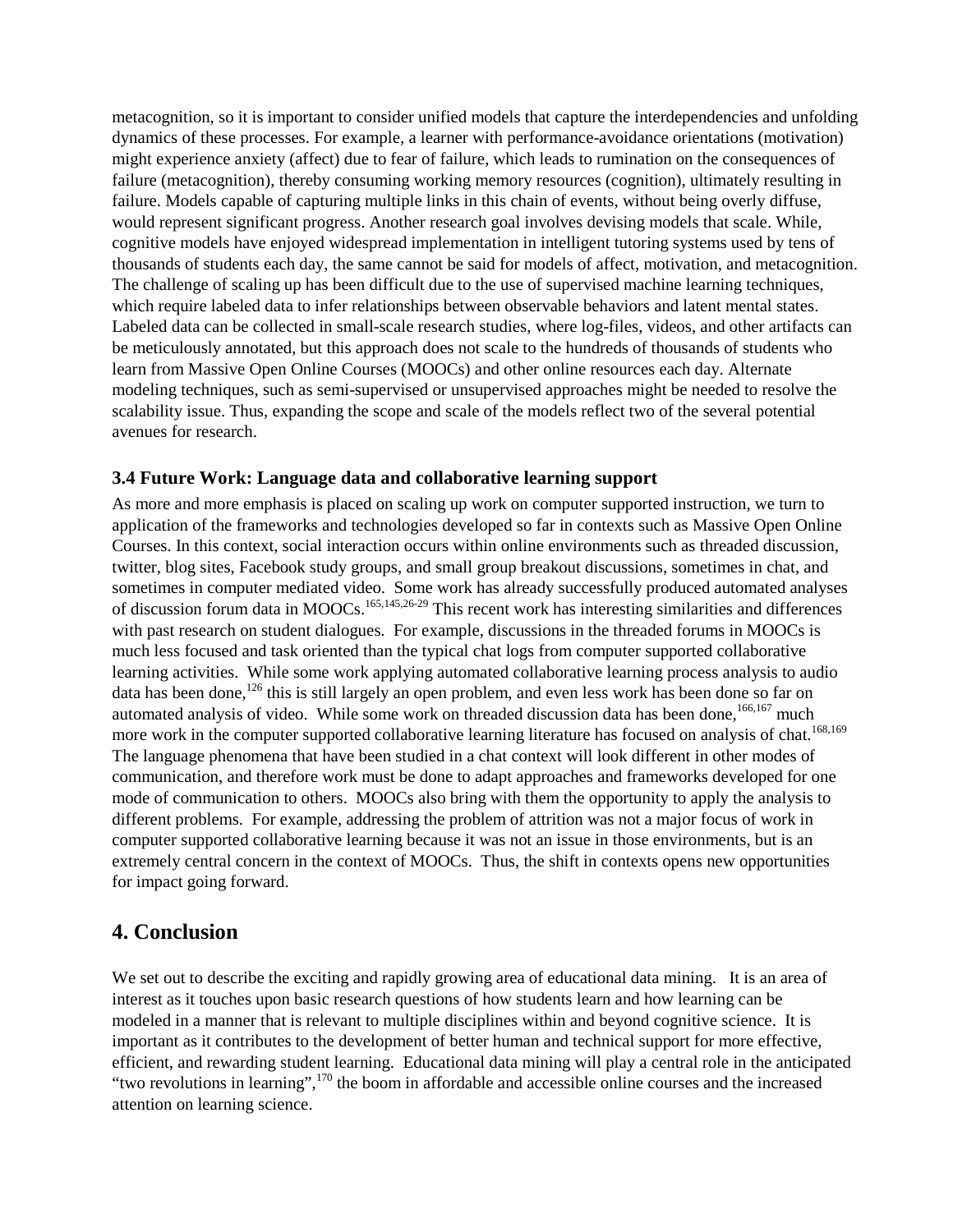metacognition, so it is important to consider unified models that capture the interdependencies and unfolding dynamics of these processes. For example, a learner with performance-avoidance orientations (motivation) might experience anxiety (affect) due to fear of failure, which leads to rumination on the consequences of failure (metacognition), thereby consuming working memory resources (cognition), ultimately resulting in failure. Models capable of capturing multiple links in this chain of events, without being overly diffuse, would represent significant progress. Another research goal involves devising models that scale. While, cognitive models have enjoyed widespread implementation in intelligent tutoring systems used by tens of thousands of students each day, the same cannot be said for models of affect, motivation, and metacognition. The challenge of scaling up has been difficult due to the use of supervised machine learning techniques, which require labeled data to infer relationships between observable behaviors and latent mental states. Labeled data can be collected in small-scale research studies, where log-files, videos, and other artifacts can be meticulously annotated, but this approach does not scale to the hundreds of thousands of students who learn from Massive Open Online Courses (MOOCs) and other online resources each day. Alternate modeling techniques, such as semi-supervised or unsupervised approaches might be needed to resolve the scalability issue. Thus, expanding the scope and scale of the models reflect two of the several potential avenues for research.

### 3.4 Future Work: Language data and collaborative learning support

As more and more emphasis is placed on scaling up work on computer supported instruction, we turn to application of the frameworks and technologies developed so far in contexts such as Massive Open Online Courses. In this context, social interaction occurs within online environments such as threaded discussion, twitter, blog sites, Facebook study groups, and small group breakout discussions, sometimes in chat, and sometimes in computer mediated video. Some work has already successfully produced automated analyses of discussion forum data in MOOCs.[165,145,26-29] This recent work has interesting similarities and differences with past research on student dialogues. For example, discussions in the threaded forums in MOOCs is much less focused and task oriented than the typical chat logs from computer supported collaborative learning activities. While some work applying automated collaborative learning process analysis to audio data has been done,[126] this is still largely an open problem, and even less work has been done so far on automated analysis of video. While some work on threaded discussion data has been done,[166,167] much more work in the computer supported collaborative learning literature has focused on analysis of chat.[168,169] The language phenomena that have been studied in a chat context will look different in other modes of communication, and therefore work must be done to adapt approaches and frameworks developed for one mode of communication to others. MOOCs also bring with them the opportunity to apply the analysis to different problems. For example, addressing the problem of attrition was not a major focus of work in computer supported collaborative learning because it was not an issue in those environments, but is an extremely central concern in the context of MOOCs. Thus, the shift in contexts opens new opportunities for impact going forward.

## 4. Conclusion

We set out to describe the exciting and rapidly growing area of educational data mining. It is an area of interest as it touches upon basic research questions of how students learn and how learning can be modeled in a manner that is relevant to multiple disciplines within and beyond cognitive science. It is important as it contributes to the development of better human and technical support for more effective, efficient, and rewarding student learning. Educational data mining will play a central role in the anticipated "two revolutions in learning",[170] the boom in affordable and accessible online courses and the increased attention on learning science.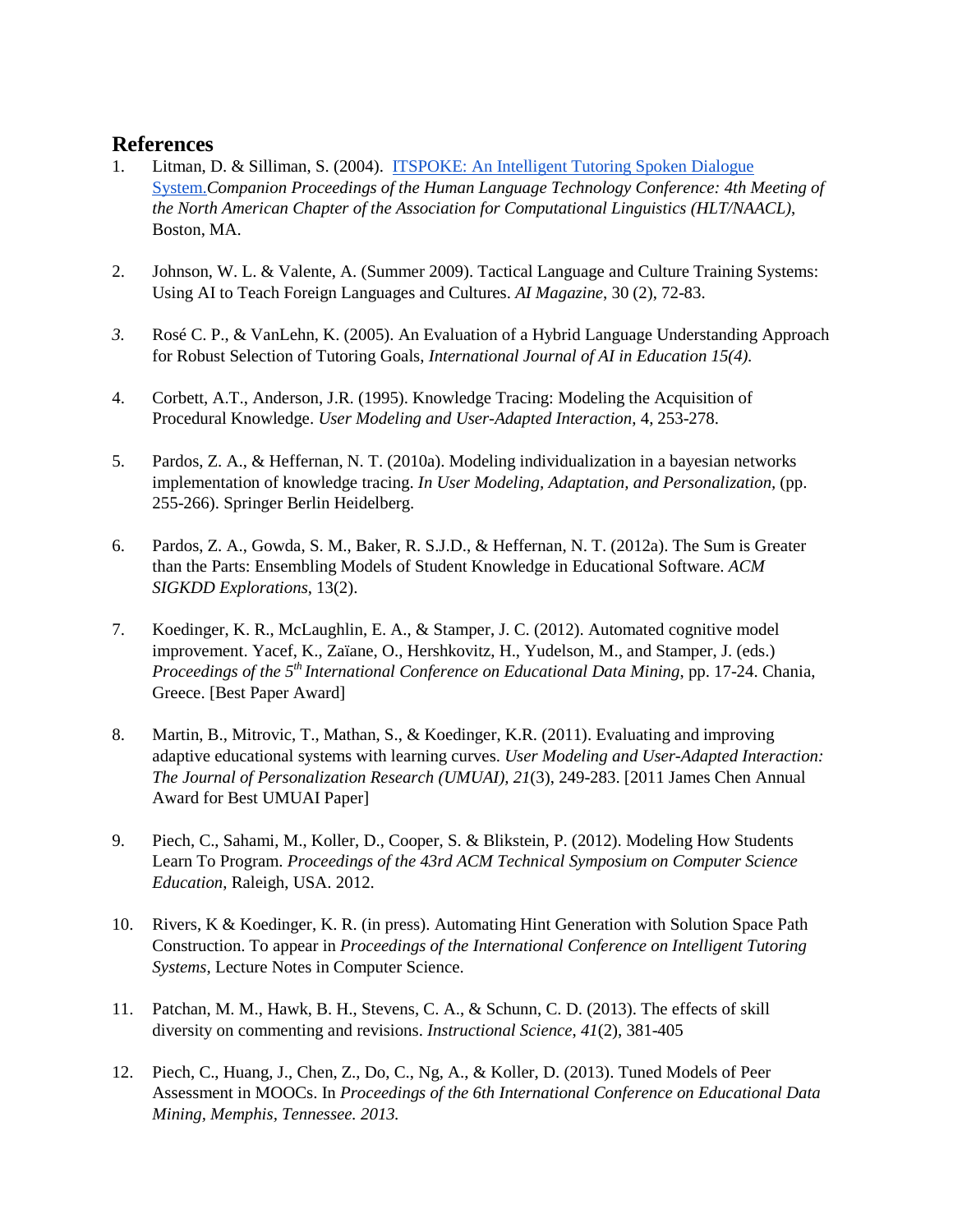## References

1. Litman, D. & Silliman, S. (2004). ITSPOKE: An Intelligent Tutoring Spoken Dialogue System. *Companion Proceedings of the Human Language Technology Conference: 4th Meeting of the North American Chapter of the Association for Computational Linguistics (HLT/NAACL)*, Boston, MA.

2. Johnson, W. L. & Valente, A. (Summer 2009). Tactical Language and Culture Training Systems: Using AI to Teach Foreign Languages and Cultures. *AI Magazine*, 30 (2), 72-83.

3. Rosé C. P., & VanLehn, K. (2005). An Evaluation of a Hybrid Language Understanding Approach for Robust Selection of Tutoring Goals, *International Journal of AI in Education 15(4).*

4. Corbett, A.T., Anderson, J.R. (1995). Knowledge Tracing: Modeling the Acquisition of Procedural Knowledge. *User Modeling and User-Adapted Interaction*, 4, 253-278.

5. Pardos, Z. A., & Heffernan, N. T. (2010a). Modeling individualization in a bayesian networks implementation of knowledge tracing. *In User Modeling, Adaptation, and Personalization*, (pp. 255-266). Springer Berlin Heidelberg.

6. Pardos, Z. A., Gowda, S. M., Baker, R. S.J.D., & Heffernan, N. T. (2012a). The Sum is Greater than the Parts: Ensembling Models of Student Knowledge in Educational Software. *ACM SIGKDD Explorations*, 13(2).

7. Koedinger, K. R., McLaughlin, E. A., & Stamper, J. C. (2012). Automated cognitive model improvement. Yacef, K., Zaïane, O., Hershkovitz, H., Yudelson, M., and Stamper, J. (eds.) *Proceedings of the 5th International Conference on Educational Data Mining*, pp. 17-24. Chania, Greece. [Best Paper Award]

8. Martin, B., Mitrovic, T., Mathan, S., & Koedinger, K.R. (2011). Evaluating and improving adaptive educational systems with learning curves. *User Modeling and User-Adapted Interaction: The Journal of Personalization Research (UMUAI), 21*(3), 249-283. [2011 James Chen Annual Award for Best UMUAI Paper]

9. Piech, C., Sahami, M., Koller, D., Cooper, S. & Blikstein, P. (2012). Modeling How Students Learn To Program. *Proceedings of the 43rd ACM Technical Symposium on Computer Science Education*, Raleigh, USA. 2012.

10. Rivers, K & Koedinger, K. R. (in press). Automating Hint Generation with Solution Space Path Construction. To appear in *Proceedings of the International Conference on Intelligent Tutoring Systems*, Lecture Notes in Computer Science.

11. Patchan, M. M., Hawk, B. H., Stevens, C. A., & Schunn, C. D. (2013). The effects of skill diversity on commenting and revisions. *Instructional Science*, *41*(2), 381-405

12. Piech, C., Huang, J., Chen, Z., Do, C., Ng, A., & Koller, D. (2013). Tuned Models of Peer Assessment in MOOCs. In *Proceedings of the 6th International Conference on Educational Data Mining, Memphis, Tennessee. 2013.*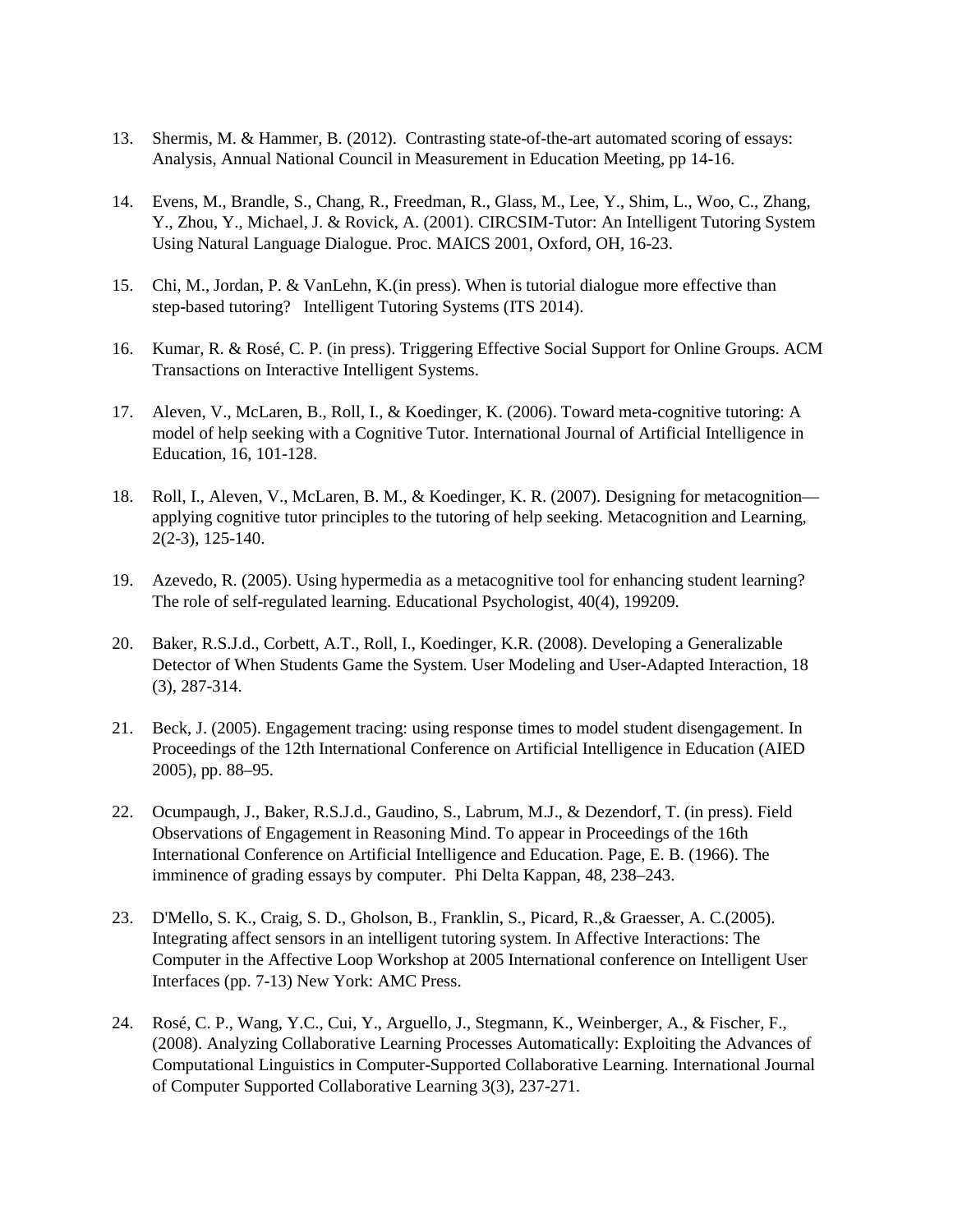13. Shermis, M. & Hammer, B. (2012). Contrasting state-of-the-art automated scoring of essays: Analysis, Annual National Council in Measurement in Education Meeting, pp 14-16.

14. Evens, M., Brandle, S., Chang, R., Freedman, R., Glass, M., Lee, Y., Shim, L., Woo, C., Zhang, Y., Zhou, Y., Michael, J. & Rovick, A. (2001). CIRCSIM-Tutor: An Intelligent Tutoring System Using Natural Language Dialogue. Proc. MAICS 2001, Oxford, OH, 16-23.

15. Chi, M., Jordan, P. & VanLehn, K.(in press). When is tutorial dialogue more effective than step-based tutoring? Intelligent Tutoring Systems (ITS 2014).

16. Kumar, R. & Rosé, C. P. (in press). Triggering Effective Social Support for Online Groups. ACM Transactions on Interactive Intelligent Systems.

17. Aleven, V., McLaren, B., Roll, I., & Koedinger, K. (2006). Toward meta-cognitive tutoring: A model of help seeking with a Cognitive Tutor. International Journal of Artificial Intelligence in Education, 16, 101-128.

18. Roll, I., Aleven, V., McLaren, B. M., & Koedinger, K. R. (2007). Designing for metacognition—applying cognitive tutor principles to the tutoring of help seeking. Metacognition and Learning, 2(2-3), 125-140.

19. Azevedo, R. (2005). Using hypermedia as a metacognitive tool for enhancing student learning? The role of self-regulated learning. Educational Psychologist, 40(4), 199209.

20. Baker, R.S.J.d., Corbett, A.T., Roll, I., Koedinger, K.R. (2008). Developing a Generalizable Detector of When Students Game the System. User Modeling and User-Adapted Interaction, 18 (3), 287-314.

21. Beck, J. (2005). Engagement tracing: using response times to model student disengagement. In Proceedings of the 12th International Conference on Artificial Intelligence in Education (AIED 2005), pp. 88–95.

22. Ocumpaugh, J., Baker, R.S.J.d., Gaudino, S., Labrum, M.J., & Dezendorf, T. (in press). Field Observations of Engagement in Reasoning Mind. To appear in Proceedings of the 16th International Conference on Artificial Intelligence and Education. Page, E. B. (1966). The imminence of grading essays by computer. Phi Delta Kappan, 48, 238–243.

23. D'Mello, S. K., Craig, S. D., Gholson, B., Franklin, S., Picard, R.,& Graesser, A. C.(2005). Integrating affect sensors in an intelligent tutoring system. In Affective Interactions: The Computer in the Affective Loop Workshop at 2005 International conference on Intelligent User Interfaces (pp. 7-13) New York: AMC Press.

24. Rosé, C. P., Wang, Y.C., Cui, Y., Arguello, J., Stegmann, K., Weinberger, A., & Fischer, F., (2008). Analyzing Collaborative Learning Processes Automatically: Exploiting the Advances of Computational Linguistics in Computer-Supported Collaborative Learning. International Journal of Computer Supported Collaborative Learning 3(3), 237-271.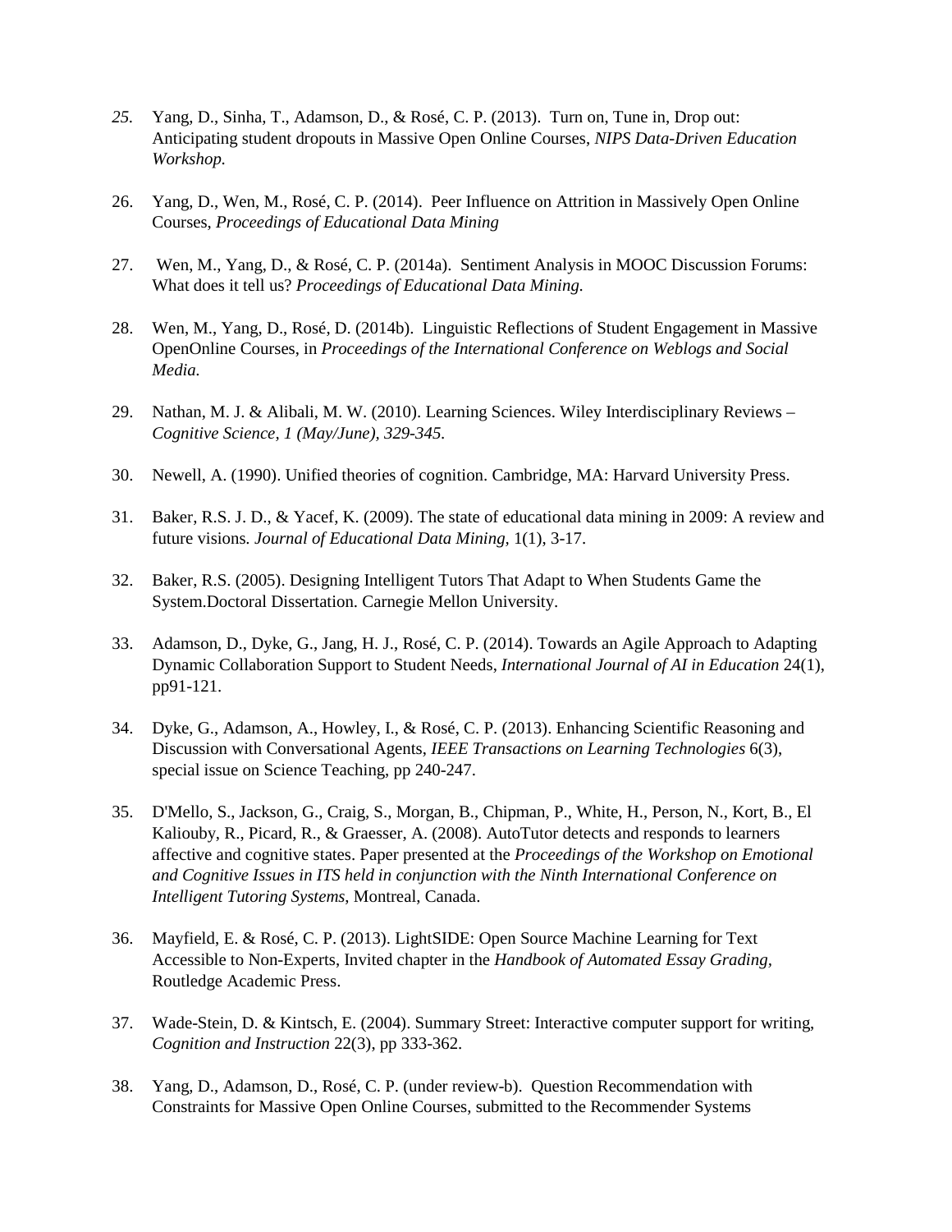25. Yang, D., Sinha, T., Adamson, D., & Rosé, C. P. (2013). Turn on, Tune in, Drop out: Anticipating student dropouts in Massive Open Online Courses, *NIPS Data-Driven Education Workshop.*

26. Yang, D., Wen, M., Rosé, C. P. (2014). Peer Influence on Attrition in Massively Open Online Courses, *Proceedings of Educational Data Mining*

27. Wen, M., Yang, D., & Rosé, C. P. (2014a). Sentiment Analysis in MOOC Discussion Forums: What does it tell us? *Proceedings of Educational Data Mining.*

28. Wen, M., Yang, D., Rosé, D. (2014b). Linguistic Reflections of Student Engagement in Massive OpenOnline Courses, in *Proceedings of the International Conference on Weblogs and Social Media.*

29. Nathan, M. J. & Alibali, M. W. (2010). Learning Sciences. Wiley Interdisciplinary Reviews – *Cognitive Science, 1 (May/June), 329-345.*

30. Newell, A. (1990). Unified theories of cognition. Cambridge, MA: Harvard University Press.

31. Baker, R.S. J. D., & Yacef, K. (2009). The state of educational data mining in 2009: A review and future visions. *Journal of Educational Data Mining,* 1(1), 3-17.

32. Baker, R.S. (2005). Designing Intelligent Tutors That Adapt to When Students Game the System.Doctoral Dissertation. Carnegie Mellon University.

33. Adamson, D., Dyke, G., Jang, H. J., Rosé, C. P. (2014). Towards an Agile Approach to Adapting Dynamic Collaboration Support to Student Needs, *International Journal of AI in Education* 24(1), pp91-121.

34. Dyke, G., Adamson, A., Howley, I., & Rosé, C. P. (2013). Enhancing Scientific Reasoning and Discussion with Conversational Agents, *IEEE Transactions on Learning Technologies* 6(3), special issue on Science Teaching, pp 240-247.

35. D'Mello, S., Jackson, G., Craig, S., Morgan, B., Chipman, P., White, H., Person, N., Kort, B., El Kaliouby, R., Picard, R., & Graesser, A. (2008). AutoTutor detects and responds to learners affective and cognitive states. Paper presented at the *Proceedings of the Workshop on Emotional and Cognitive Issues in ITS held in conjunction with the Ninth International Conference on Intelligent Tutoring Systems*, Montreal, Canada.

36. Mayfield, E. & Rosé, C. P. (2013). LightSIDE: Open Source Machine Learning for Text Accessible to Non-Experts, Invited chapter in the *Handbook of Automated Essay Grading,* Routledge Academic Press.

37. Wade-Stein, D. & Kintsch, E. (2004). Summary Street: Interactive computer support for writing, *Cognition and Instruction* 22(3), pp 333-362.

38. Yang, D., Adamson, D., Rosé, C. P. (under review-b). Question Recommendation with Constraints for Massive Open Online Courses, submitted to the Recommender Systems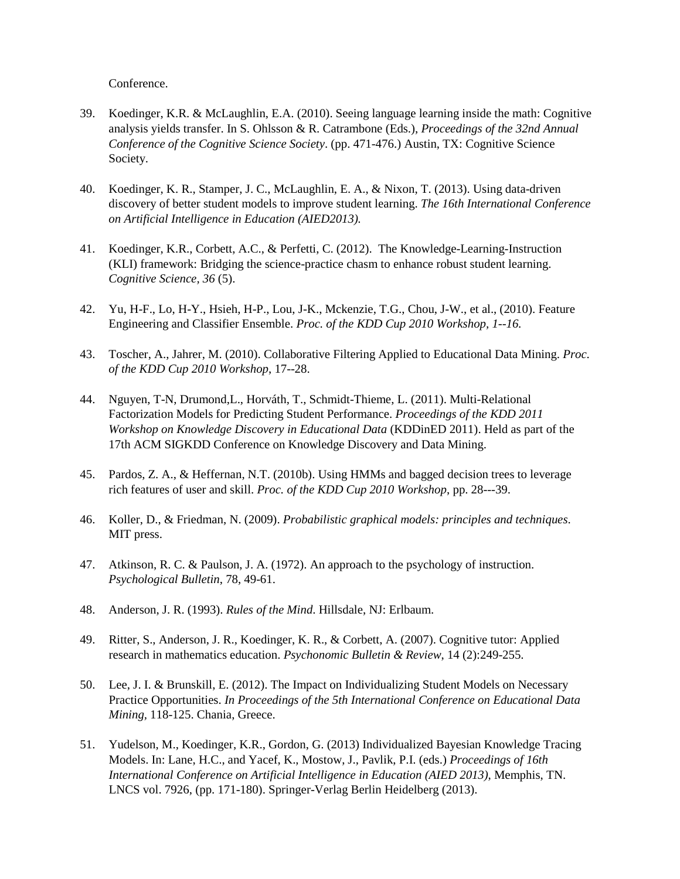Conference.

39. Koedinger, K.R. & McLaughlin, E.A. (2010). Seeing language learning inside the math: Cognitive analysis yields transfer. In S. Ohlsson & R. Catrambone (Eds.), *Proceedings of the 32nd Annual Conference of the Cognitive Science Society*. (pp. 471-476.) Austin, TX: Cognitive Science Society.

40. Koedinger, K. R., Stamper, J. C., McLaughlin, E. A., & Nixon, T. (2013). Using data-driven discovery of better student models to improve student learning. *The 16th International Conference on Artificial Intelligence in Education (AIED2013).*

41. Koedinger, K.R., Corbett, A.C., & Perfetti, C. (2012). The Knowledge-Learning-Instruction (KLI) framework: Bridging the science-practice chasm to enhance robust student learning. *Cognitive Science, 36* (5).

42. Yu, H-F., Lo, H-Y., Hsieh, H-P., Lou, J-K., Mckenzie, T.G., Chou, J-W., et al., (2010). Feature Engineering and Classifier Ensemble. *Proc. of the KDD Cup 2010 Workshop, 1--16.*

43. Toscher, A., Jahrer, M. (2010). Collaborative Filtering Applied to Educational Data Mining. *Proc. of the KDD Cup 2010 Workshop*, 17--28.

44. Nguyen, T-N, Drumond,L., Horváth, T., Schmidt-Thieme, L. (2011). Multi-Relational Factorization Models for Predicting Student Performance. *Proceedings of the KDD 2011 Workshop on Knowledge Discovery in Educational Data* (KDDinED 2011). Held as part of the 17th ACM SIGKDD Conference on Knowledge Discovery and Data Mining.

45. Pardos, Z. A., & Heffernan, N.T. (2010b). Using HMMs and bagged decision trees to leverage rich features of user and skill. *Proc. of the KDD Cup 2010 Workshop*, pp. 28---39.

46. Koller, D., & Friedman, N. (2009). *Probabilistic graphical models: principles and techniques.* MIT press.

47. Atkinson, R. C. & Paulson, J. A. (1972). An approach to the psychology of instruction. *Psychological Bulletin*, 78, 49-61.

48. Anderson, J. R. (1993). *Rules of the Mind*. Hillsdale, NJ: Erlbaum.

49. Ritter, S., Anderson, J. R., Koedinger, K. R., & Corbett, A. (2007). Cognitive tutor: Applied research in mathematics education. *Psychonomic Bulletin & Review,* 14 (2):249-255.

50. Lee, J. I. & Brunskill, E. (2012). The Impact on Individualizing Student Models on Necessary Practice Opportunities. *In Proceedings of the 5th International Conference on Educational Data Mining,* 118-125. Chania, Greece.

51. Yudelson, M., Koedinger, K.R., Gordon, G. (2013) Individualized Bayesian Knowledge Tracing Models. In: Lane, H.C., and Yacef, K., Mostow, J., Pavlik, P.I. (eds.) *Proceedings of 16th International Conference on Artificial Intelligence in Education (AIED 2013),* Memphis, TN. LNCS vol. 7926, (pp. 171-180). Springer-Verlag Berlin Heidelberg (2013).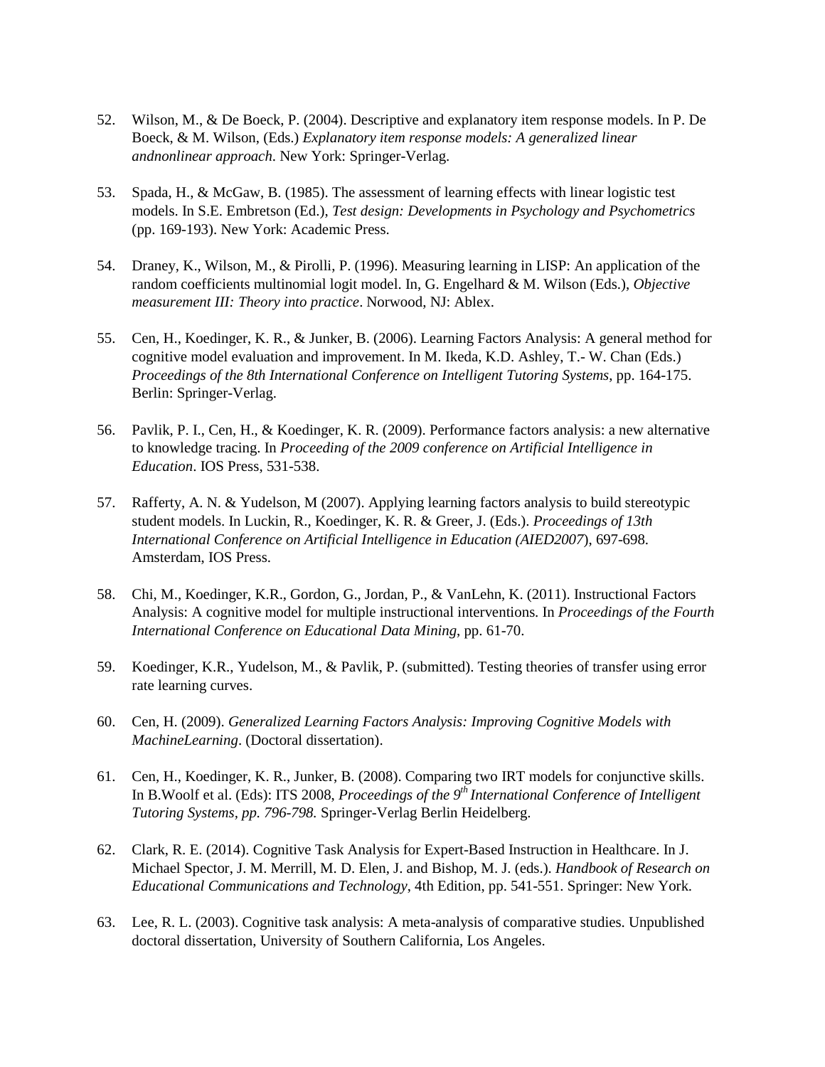52. Wilson, M., & De Boeck, P. (2004). Descriptive and explanatory item response models. In P. De Boeck, & M. Wilson, (Eds.) *Explanatory item response models: A generalized linear andnonlinear approach*. New York: Springer-Verlag.

53. Spada, H., & McGaw, B. (1985). The assessment of learning effects with linear logistic test models. In S.E. Embretson (Ed.), *Test design: Developments in Psychology and Psychometrics* (pp. 169-193). New York: Academic Press.

54. Draney, K., Wilson, M., & Pirolli, P. (1996). Measuring learning in LISP: An application of the random coefficients multinomial logit model. In, G. Engelhard & M. Wilson (Eds.), *Objective measurement III: Theory into practice*. Norwood, NJ: Ablex.

55. Cen, H., Koedinger, K. R., & Junker, B. (2006). Learning Factors Analysis: A general method for cognitive model evaluation and improvement. In M. Ikeda, K.D. Ashley, T.- W. Chan (Eds.) *Proceedings of the 8th International Conference on Intelligent Tutoring Systems*, pp. 164-175. Berlin: Springer-Verlag.

56. Pavlik, P. I., Cen, H., & Koedinger, K. R. (2009). Performance factors analysis: a new alternative to knowledge tracing. In *Proceeding of the 2009 conference on Artificial Intelligence in Education*. IOS Press, 531-538.

57. Rafferty, A. N. & Yudelson, M (2007). Applying learning factors analysis to build stereotypic student models. In Luckin, R., Koedinger, K. R. & Greer, J. (Eds.). *Proceedings of 13th International Conference on Artificial Intelligence in Education (AIED2007*), 697-698. Amsterdam, IOS Press.

58. Chi, M., Koedinger, K.R., Gordon, G., Jordan, P., & VanLehn, K. (2011). Instructional Factors Analysis: A cognitive model for multiple instructional interventions. In *Proceedings of the Fourth International Conference on Educational Data Mining*, pp. 61-70.

59. Koedinger, K.R., Yudelson, M., & Pavlik, P. (submitted). Testing theories of transfer using error rate learning curves.

60. Cen, H. (2009). *Generalized Learning Factors Analysis: Improving Cognitive Models with MachineLearning*. (Doctoral dissertation).

61. Cen, H., Koedinger, K. R., Junker, B. (2008). Comparing two IRT models for conjunctive skills. In B.Woolf et al. (Eds): ITS 2008, *Proceedings of the 9th International Conference of Intelligent Tutoring Systems, pp. 796-798.* Springer-Verlag Berlin Heidelberg.

62. Clark, R. E. (2014). Cognitive Task Analysis for Expert-Based Instruction in Healthcare. In J. Michael Spector, J. M. Merrill, M. D. Elen, J. and Bishop, M. J. (eds.). *Handbook of Research on Educational Communications and Technology*, 4th Edition, pp. 541-551. Springer: New York.

63. Lee, R. L. (2003). Cognitive task analysis: A meta-analysis of comparative studies. Unpublished doctoral dissertation, University of Southern California, Los Angeles.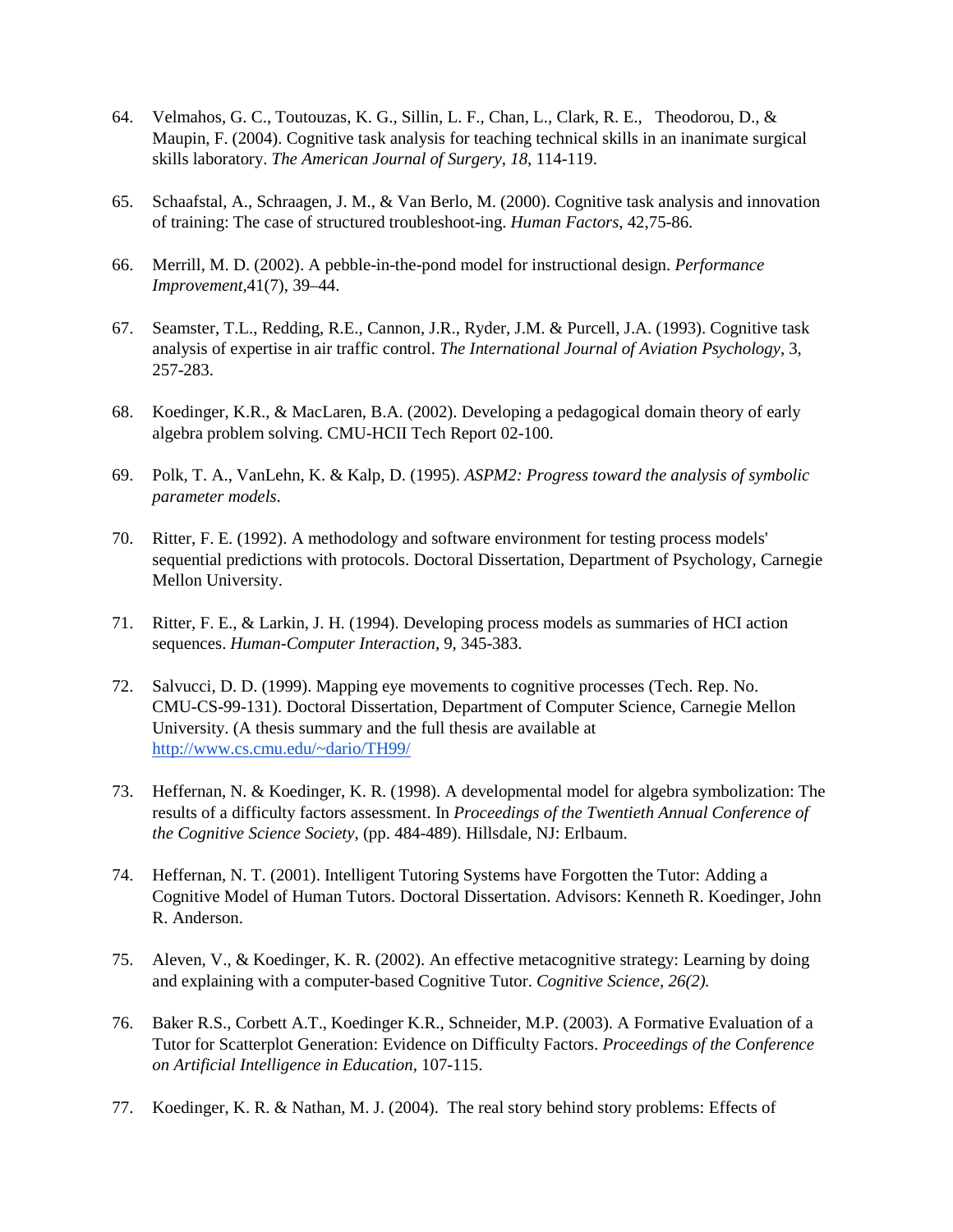64. Velmahos, G. C., Toutouzas, K. G., Sillin, L. F., Chan, L., Clark, R. E., Theodorou, D., & Maupin, F. (2004). Cognitive task analysis for teaching technical skills in an inanimate surgical skills laboratory. *The American Journal of Surgery*, *18*, 114-119.

65. Schaafstal, A., Schraagen, J. M., & Van Berlo, M. (2000). Cognitive task analysis and innovation of training: The case of structured troubleshoot-ing. *Human Factors*, 42,75-86.

66. Merrill, M. D. (2002). A pebble-in-the-pond model for instructional design. *Performance Improvement*,41(7), 39–44.

67. Seamster, T.L., Redding, R.E., Cannon, J.R., Ryder, J.M. & Purcell, J.A. (1993). Cognitive task analysis of expertise in air traffic control. *The International Journal of Aviation Psychology*, 3, 257-283.

68. Koedinger, K.R., & MacLaren, B.A. (2002). Developing a pedagogical domain theory of early algebra problem solving. CMU-HCII Tech Report 02-100.

69. Polk, T. A., VanLehn, K. & Kalp, D. (1995). *ASPM2: Progress toward the analysis of symbolic parameter models*.

70. Ritter, F. E. (1992). A methodology and software environment for testing process models' sequential predictions with protocols. Doctoral Dissertation, Department of Psychology, Carnegie Mellon University.

71. Ritter, F. E., & Larkin, J. H. (1994). Developing process models as summaries of HCI action sequences. *Human-Computer Interaction*, 9, 345-383.

72. Salvucci, D. D. (1999). Mapping eye movements to cognitive processes (Tech. Rep. No. CMU-CS-99-131). Doctoral Dissertation, Department of Computer Science, Carnegie Mellon University. (A thesis summary and the full thesis are available at http://www.cs.cmu.edu/~dario/TH99/

73. Heffernan, N. & Koedinger, K. R. (1998). A developmental model for algebra symbolization: The results of a difficulty factors assessment. In *Proceedings of the Twentieth Annual Conference of the Cognitive Science Society*, (pp. 484-489). Hillsdale, NJ: Erlbaum.

74. Heffernan, N. T. (2001). Intelligent Tutoring Systems have Forgotten the Tutor: Adding a Cognitive Model of Human Tutors. Doctoral Dissertation. Advisors: Kenneth R. Koedinger, John R. Anderson.

75. Aleven, V., & Koedinger, K. R. (2002). An effective metacognitive strategy: Learning by doing and explaining with a computer-based Cognitive Tutor. *Cognitive Science, 26(2).*

76. Baker R.S., Corbett A.T., Koedinger K.R., Schneider, M.P. (2003). A Formative Evaluation of a Tutor for Scatterplot Generation: Evidence on Difficulty Factors. *Proceedings of the Conference on Artificial Intelligence in Education*, 107-115.

77. Koedinger, K. R. & Nathan, M. J. (2004). The real story behind story problems: Effects of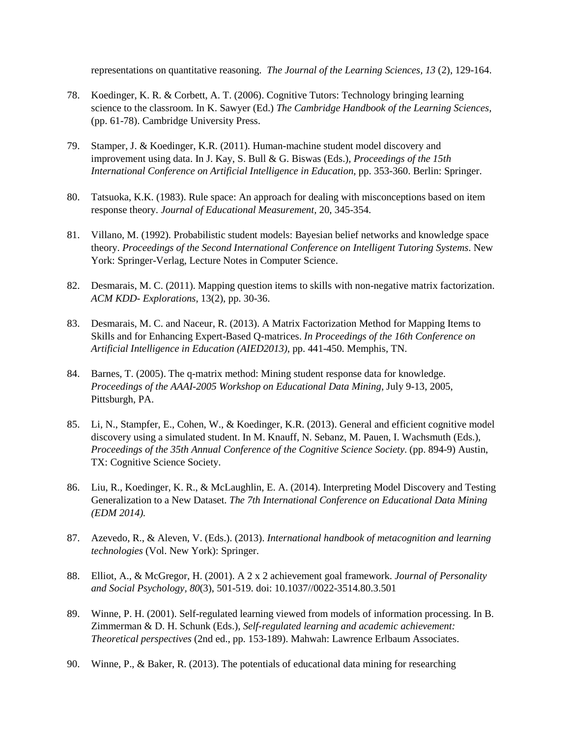representations on quantitative reasoning. *The Journal of the Learning Sciences, 13* (2), 129-164.

78. Koedinger, K. R. & Corbett, A. T. (2006). Cognitive Tutors: Technology bringing learning science to the classroom. In K. Sawyer (Ed.) *The Cambridge Handbook of the Learning Sciences,* (pp. 61-78). Cambridge University Press.

79. Stamper, J. & Koedinger, K.R. (2011). Human-machine student model discovery and improvement using data. In J. Kay, S. Bull & G. Biswas (Eds.), *Proceedings of the 15th International Conference on Artificial Intelligence in Education*, pp. 353-360. Berlin: Springer.

80. Tatsuoka, K.K. (1983). Rule space: An approach for dealing with misconceptions based on item response theory. *Journal of Educational Measurement*, 20, 345-354.

81. Villano, M. (1992). Probabilistic student models: Bayesian belief networks and knowledge space theory. *Proceedings of the Second International Conference on Intelligent Tutoring Systems*. New York: Springer-Verlag, Lecture Notes in Computer Science.

82. Desmarais, M. C. (2011). Mapping question items to skills with non-negative matrix factorization. *ACM KDD- Explorations*, 13(2), pp. 30-36.

83. Desmarais, M. C. and Naceur, R. (2013). A Matrix Factorization Method for Mapping Items to Skills and for Enhancing Expert-Based Q-matrices. *In Proceedings of the 16th Conference on Artificial Intelligence in Education (AIED2013)*, pp. 441-450. Memphis, TN.

84. Barnes, T. (2005). The q-matrix method: Mining student response data for knowledge. *Proceedings of the AAAI-2005 Workshop on Educational Data Mining*, July 9-13, 2005, Pittsburgh, PA.

85. Li, N., Stampfer, E., Cohen, W., & Koedinger, K.R. (2013). General and efficient cognitive model discovery using a simulated student. In M. Knauff, N. Sebanz, M. Pauen, I. Wachsmuth (Eds.), *Proceedings of the 35th Annual Conference of the Cognitive Science Society*. (pp. 894-9) Austin, TX: Cognitive Science Society.

86. Liu, R., Koedinger, K. R., & McLaughlin, E. A. (2014). Interpreting Model Discovery and Testing Generalization to a New Dataset. *The 7th International Conference on Educational Data Mining (EDM 2014).*

87. Azevedo, R., & Aleven, V. (Eds.). (2013). *International handbook of metacognition and learning technologies* (Vol. New York): Springer.

88. Elliot, A., & McGregor, H. (2001). A 2 x 2 achievement goal framework. *Journal of Personality and Social Psychology, 80*(3), 501-519. doi: 10.1037//0022-3514.80.3.501

89. Winne, P. H. (2001). Self-regulated learning viewed from models of information processing. In B. Zimmerman & D. H. Schunk (Eds.), *Self-regulated learning and academic achievement: Theoretical perspectives* (2nd ed., pp. 153-189). Mahwah: Lawrence Erlbaum Associates.

90. Winne, P., & Baker, R. (2013). The potentials of educational data mining for researching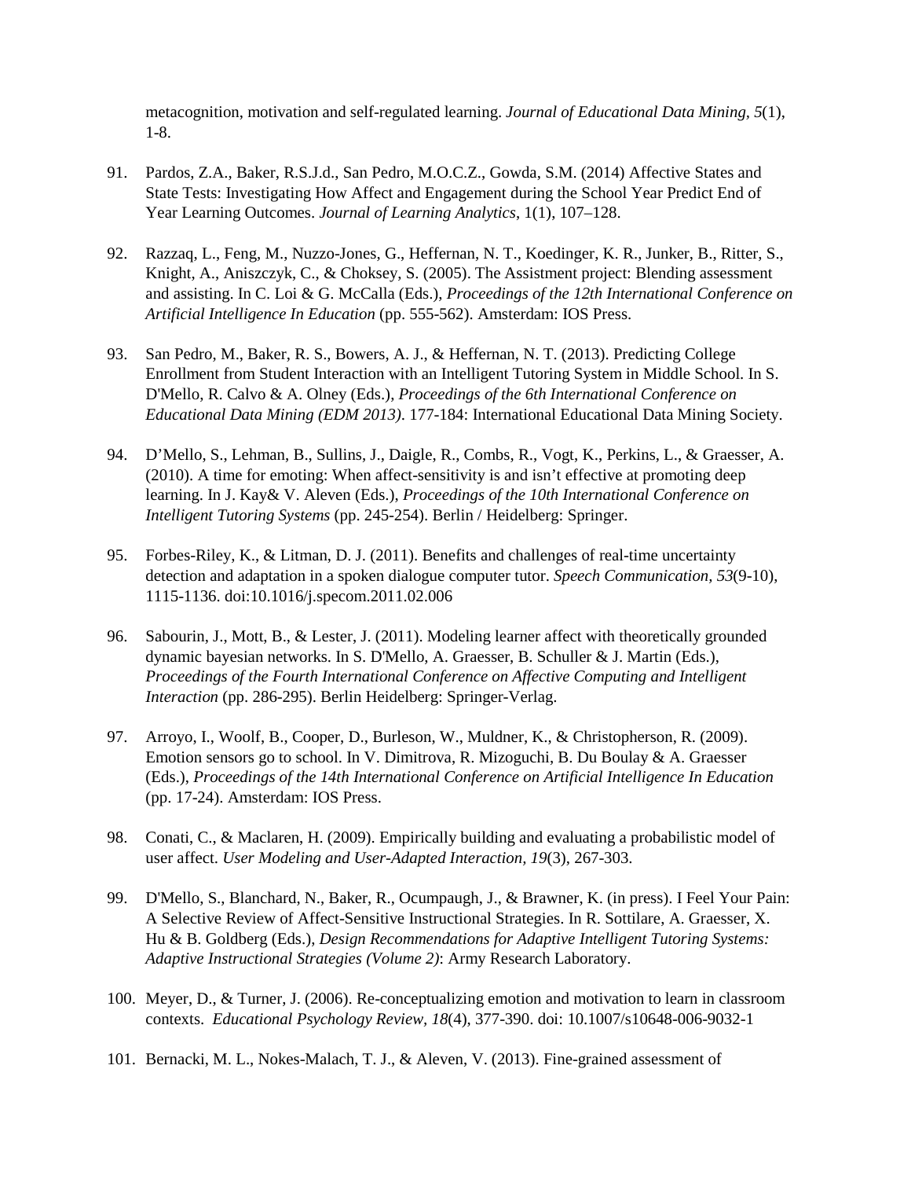metacognition, motivation and self-regulated learning. *Journal of Educational Data Mining, 5*(1), 1-8.

91. Pardos, Z.A., Baker, R.S.J.d., San Pedro, M.O.C.Z., Gowda, S.M. (2014) Affective States and State Tests: Investigating How Affect and Engagement during the School Year Predict End of Year Learning Outcomes. *Journal of Learning Analytics*, 1(1), 107–128.

92. Razzaq, L., Feng, M., Nuzzo-Jones, G., Heffernan, N. T., Koedinger, K. R., Junker, B., Ritter, S., Knight, A., Aniszczyk, C., & Choksey, S. (2005). The Assistment project: Blending assessment and assisting. In C. Loi & G. McCalla (Eds.), *Proceedings of the 12th International Conference on Artificial Intelligence In Education* (pp. 555-562). Amsterdam: IOS Press.

93. San Pedro, M., Baker, R. S., Bowers, A. J., & Heffernan, N. T. (2013). Predicting College Enrollment from Student Interaction with an Intelligent Tutoring System in Middle School. In S. D'Mello, R. Calvo & A. Olney (Eds.), *Proceedings of the 6th International Conference on Educational Data Mining (EDM 2013)*. 177-184: International Educational Data Mining Society.

94. D'Mello, S., Lehman, B., Sullins, J., Daigle, R., Combs, R., Vogt, K., Perkins, L., & Graesser, A. (2010). A time for emoting: When affect-sensitivity is and isn't effective at promoting deep learning. In J. Kay& V. Aleven (Eds.), *Proceedings of the 10th International Conference on Intelligent Tutoring Systems* (pp. 245-254). Berlin / Heidelberg: Springer.

95. Forbes-Riley, K., & Litman, D. J. (2011). Benefits and challenges of real-time uncertainty detection and adaptation in a spoken dialogue computer tutor. *Speech Communication, 53*(9-10), 1115-1136. doi:10.1016/j.specom.2011.02.006

96. Sabourin, J., Mott, B., & Lester, J. (2011). Modeling learner affect with theoretically grounded dynamic bayesian networks. In S. D'Mello, A. Graesser, B. Schuller & J. Martin (Eds.), *Proceedings of the Fourth International Conference on Affective Computing and Intelligent Interaction* (pp. 286-295). Berlin Heidelberg: Springer-Verlag.

97. Arroyo, I., Woolf, B., Cooper, D., Burleson, W., Muldner, K., & Christopherson, R. (2009). Emotion sensors go to school. In V. Dimitrova, R. Mizoguchi, B. Du Boulay & A. Graesser (Eds.), *Proceedings of the 14th International Conference on Artificial Intelligence In Education* (pp. 17-24). Amsterdam: IOS Press.

98. Conati, C., & Maclaren, H. (2009). Empirically building and evaluating a probabilistic model of user affect. *User Modeling and User-Adapted Interaction, 19*(3), 267-303.

99. D'Mello, S., Blanchard, N., Baker, R., Ocumpaugh, J., & Brawner, K. (in press). I Feel Your Pain: A Selective Review of Affect-Sensitive Instructional Strategies. In R. Sottilare, A. Graesser, X. Hu & B. Goldberg (Eds.), *Design Recommendations for Adaptive Intelligent Tutoring Systems: Adaptive Instructional Strategies (Volume 2)*: Army Research Laboratory.

100. Meyer, D., & Turner, J. (2006). Re-conceptualizing emotion and motivation to learn in classroom contexts. *Educational Psychology Review, 18*(4), 377-390. doi: 10.1007/s10648-006-9032-1

101. Bernacki, M. L., Nokes-Malach, T. J., & Aleven, V. (2013). Fine-grained assessment of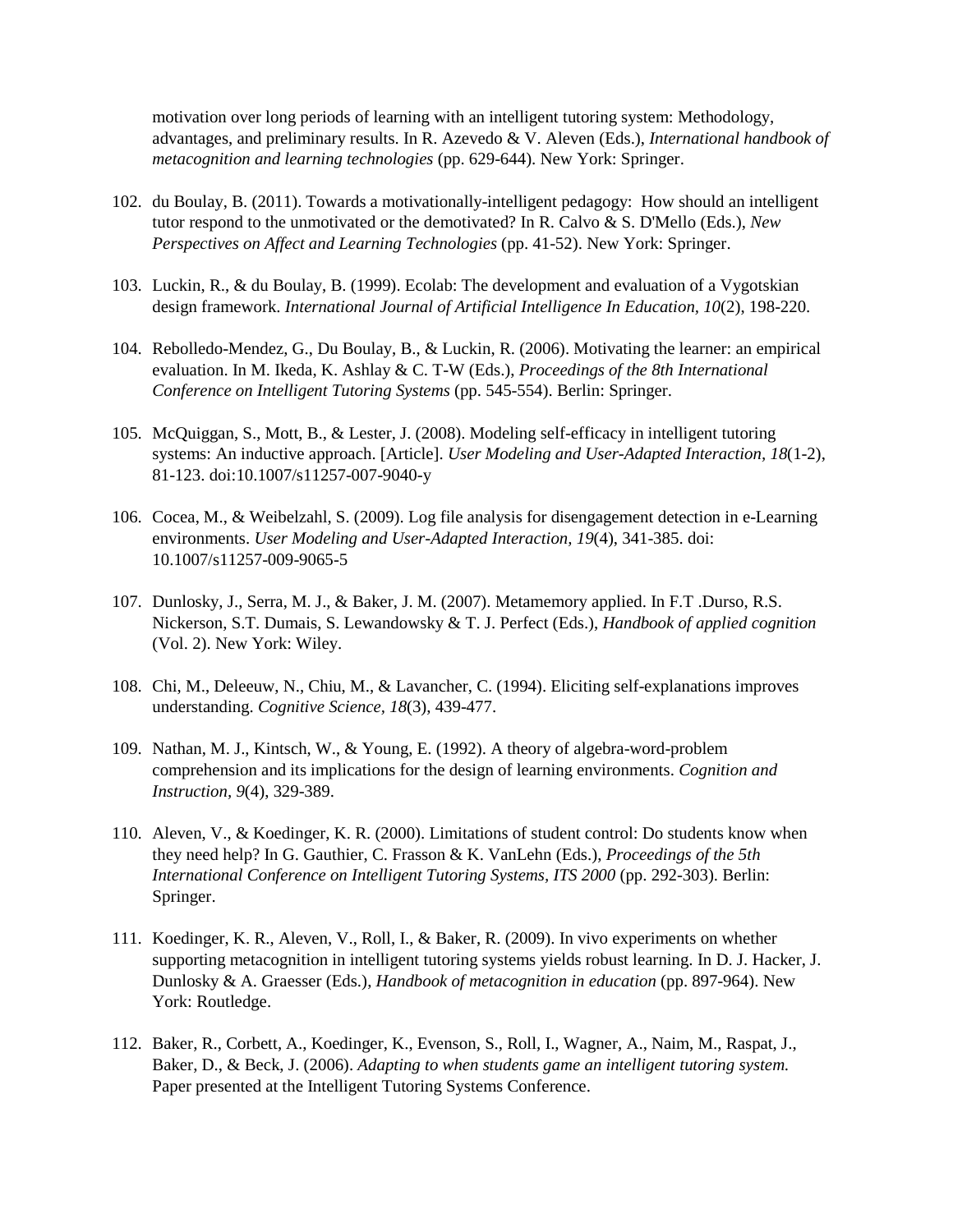motivation over long periods of learning with an intelligent tutoring system: Methodology, advantages, and preliminary results. In R. Azevedo & V. Aleven (Eds.), *International handbook of metacognition and learning technologies* (pp. 629-644). New York: Springer.

102. du Boulay, B. (2011). Towards a motivationally-intelligent pedagogy: How should an intelligent tutor respond to the unmotivated or the demotivated? In R. Calvo & S. D'Mello (Eds.), *New Perspectives on Affect and Learning Technologies* (pp. 41-52). New York: Springer.

103. Luckin, R., & du Boulay, B. (1999). Ecolab: The development and evaluation of a Vygotskian design framework. *International Journal of Artificial Intelligence In Education, 10*(2), 198-220.

104. Rebolledo-Mendez, G., Du Boulay, B., & Luckin, R. (2006). Motivating the learner: an empirical evaluation. In M. Ikeda, K. Ashlay & C. T-W (Eds.), *Proceedings of the 8th International Conference on Intelligent Tutoring Systems* (pp. 545-554). Berlin: Springer.

105. McQuiggan, S., Mott, B., & Lester, J. (2008). Modeling self-efficacy in intelligent tutoring systems: An inductive approach. [Article]. *User Modeling and User-Adapted Interaction, 18*(1-2), 81-123. doi:10.1007/s11257-007-9040-y

106. Cocea, M., & Weibelzahl, S. (2009). Log file analysis for disengagement detection in e-Learning environments. *User Modeling and User-Adapted Interaction, 19*(4), 341-385. doi: 10.1007/s11257-009-9065-5

107. Dunlosky, J., Serra, M. J., & Baker, J. M. (2007). Metamemory applied. In F.T .Durso, R.S. Nickerson, S.T. Dumais, S. Lewandowsky & T. J. Perfect (Eds.), *Handbook of applied cognition* (Vol. 2). New York: Wiley.

108. Chi, M., Deleeuw, N., Chiu, M., & Lavancher, C. (1994). Eliciting self-explanations improves understanding. *Cognitive Science, 18*(3), 439-477.

109. Nathan, M. J., Kintsch, W., & Young, E. (1992). A theory of algebra-word-problem comprehension and its implications for the design of learning environments. *Cognition and Instruction, 9*(4), 329-389.

110. Aleven, V., & Koedinger, K. R. (2000). Limitations of student control: Do students know when they need help? In G. Gauthier, C. Frasson & K. VanLehn (Eds.), *Proceedings of the 5th International Conference on Intelligent Tutoring Systems, ITS 2000* (pp. 292-303). Berlin: Springer.

111. Koedinger, K. R., Aleven, V., Roll, I., & Baker, R. (2009). In vivo experiments on whether supporting metacognition in intelligent tutoring systems yields robust learning. In D. J. Hacker, J. Dunlosky & A. Graesser (Eds.), *Handbook of metacognition in education* (pp. 897-964). New York: Routledge.

112. Baker, R., Corbett, A., Koedinger, K., Evenson, S., Roll, I., Wagner, A., Naim, M., Raspat, J., Baker, D., & Beck, J. (2006). *Adapting to when students game an intelligent tutoring system.* Paper presented at the Intelligent Tutoring Systems Conference.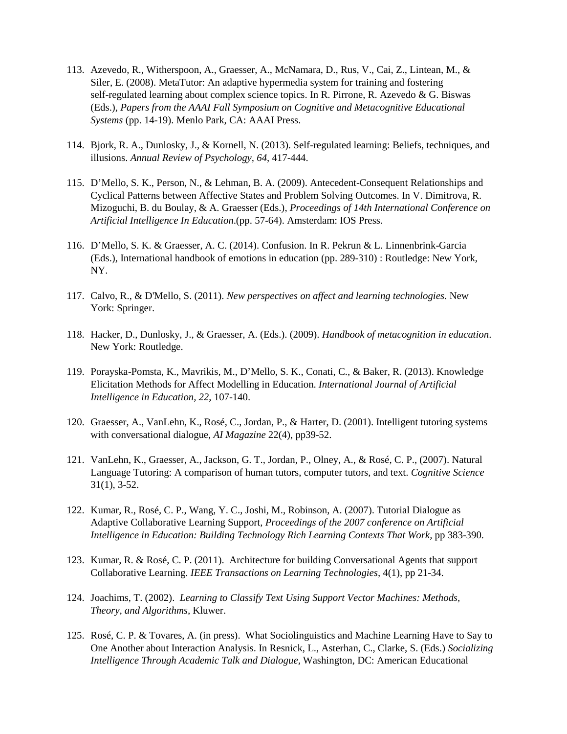113. Azevedo, R., Witherspoon, A., Graesser, A., McNamara, D., Rus, V., Cai, Z., Lintean, M., & Siler, E. (2008). MetaTutor: An adaptive hypermedia system for training and fostering self-regulated learning about complex science topics. In R. Pirrone, R. Azevedo & G. Biswas (Eds.), *Papers from the AAAI Fall Symposium on Cognitive and Metacognitive Educational Systems* (pp. 14-19). Menlo Park, CA: AAAI Press.

114. Bjork, R. A., Dunlosky, J., & Kornell, N. (2013). Self-regulated learning: Beliefs, techniques, and illusions. *Annual Review of Psychology, 64*, 417-444.

115. D'Mello, S. K., Person, N., & Lehman, B. A. (2009). Antecedent-Consequent Relationships and Cyclical Patterns between Affective States and Problem Solving Outcomes. In V. Dimitrova, R. Mizoguchi, B. du Boulay, & A. Graesser (Eds.), *Proceedings of 14th International Conference on Artificial Intelligence In Education*.(pp. 57-64). Amsterdam: IOS Press.

116. D'Mello, S. K. & Graesser, A. C. (2014). Confusion. In R. Pekrun & L. Linnenbrink-Garcia (Eds.), International handbook of emotions in education (pp. 289-310) : Routledge: New York, NY.

117. Calvo, R., & D'Mello, S. (2011). *New perspectives on affect and learning technologies*. New York: Springer.

118. Hacker, D., Dunlosky, J., & Graesser, A. (Eds.). (2009). *Handbook of metacognition in education*. New York: Routledge.

119. Porayska-Pomsta, K., Mavrikis, M., D'Mello, S. K., Conati, C., & Baker, R. (2013). Knowledge Elicitation Methods for Affect Modelling in Education. *International Journal of Artificial Intelligence in Education, 22*, 107-140.

120. Graesser, A., VanLehn, K., Rosé, C., Jordan, P., & Harter, D. (2001). Intelligent tutoring systems with conversational dialogue, *AI Magazine* 22(4), pp39-52.

121. VanLehn, K., Graesser, A., Jackson, G. T., Jordan, P., Olney, A., & Rosé, C. P., (2007). Natural Language Tutoring: A comparison of human tutors, computer tutors, and text. *Cognitive Science* 31(1), 3-52.

122. Kumar, R., Rosé, C. P., Wang, Y. C., Joshi, M., Robinson, A. (2007). Tutorial Dialogue as Adaptive Collaborative Learning Support, *Proceedings of the 2007 conference on Artificial Intelligence in Education: Building Technology Rich Learning Contexts That Work*, pp 383-390.

123. Kumar, R. & Rosé, C. P. (2011). Architecture for building Conversational Agents that support Collaborative Learning. *IEEE Transactions on Learning Technologies*, 4(1), pp 21-34.

124. Joachims, T. (2002). *Learning to Classify Text Using Support Vector Machines: Methods, Theory, and Algorithms*, Kluwer.

125. Rosé, C. P. & Tovares, A. (in press). What Sociolinguistics and Machine Learning Have to Say to One Another about Interaction Analysis. In Resnick, L., Asterhan, C., Clarke, S. (Eds.) *Socializing Intelligence Through Academic Talk and Dialogue*, Washington, DC: American Educational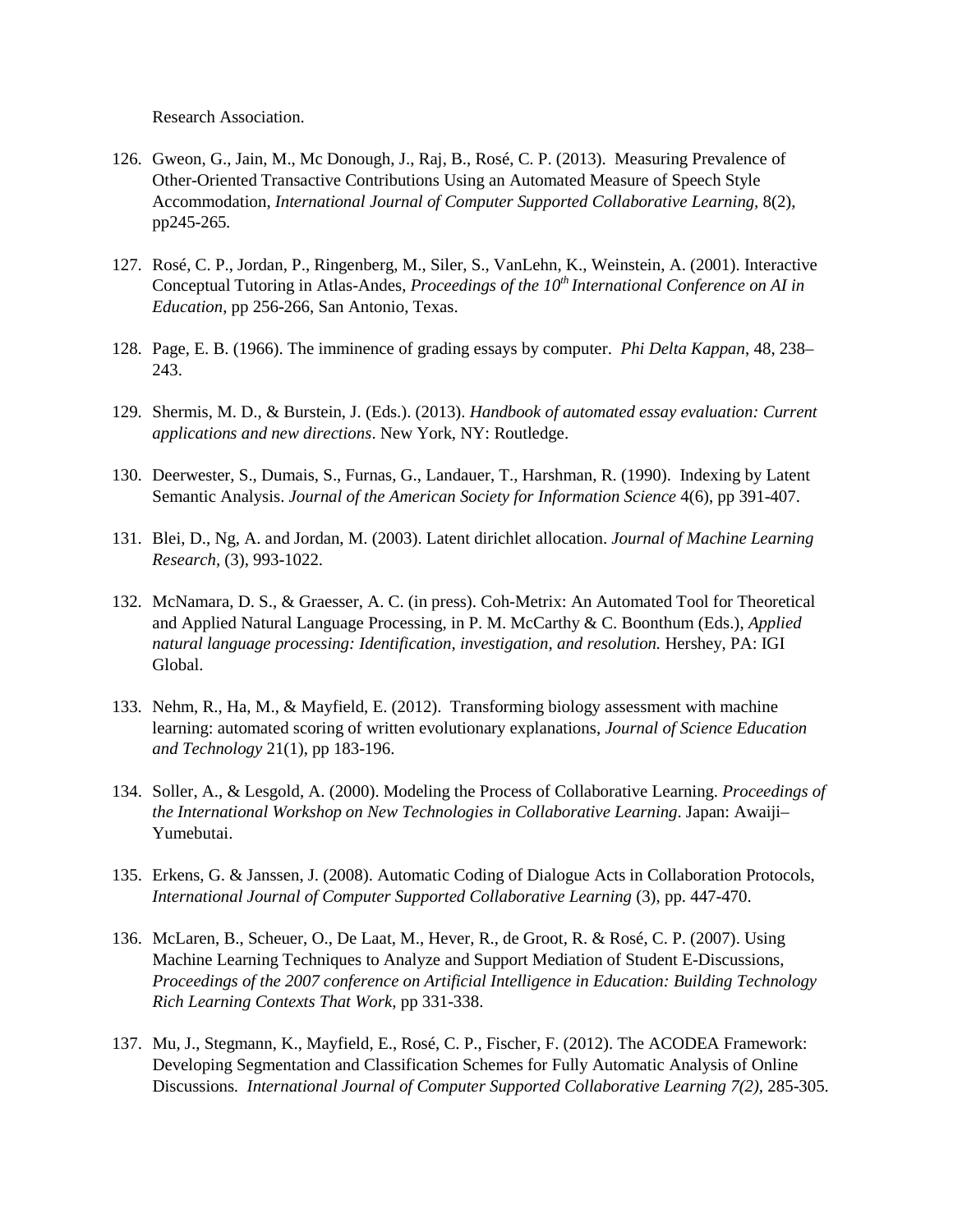Research Association.

126. Gweon, G., Jain, M., Mc Donough, J., Raj, B., Rosé, C. P. (2013). Measuring Prevalence of Other-Oriented Transactive Contributions Using an Automated Measure of Speech Style Accommodation, *International Journal of Computer Supported Collaborative Learning*, 8(2), pp245-265.

127. Rosé, C. P., Jordan, P., Ringenberg, M., Siler, S., VanLehn, K., Weinstein, A. (2001). Interactive Conceptual Tutoring in Atlas-Andes, *Proceedings of the 10th International Conference on AI in Education*, pp 256-266, San Antonio, Texas.

128. Page, E. B. (1966). The imminence of grading essays by computer. *Phi Delta Kappan*, 48, 238–243.

129. Shermis, M. D., & Burstein, J. (Eds.). (2013). *Handbook of automated essay evaluation: Current applications and new directions*. New York, NY: Routledge.

130. Deerwester, S., Dumais, S., Furnas, G., Landauer, T., Harshman, R. (1990). Indexing by Latent Semantic Analysis. *Journal of the American Society for Information Science* 4(6), pp 391-407.

131. Blei, D., Ng, A. and Jordan, M. (2003). Latent dirichlet allocation. *Journal of Machine Learning Research*, (3), 993-1022.

132. McNamara, D. S., & Graesser, A. C. (in press). Coh-Metrix: An Automated Tool for Theoretical and Applied Natural Language Processing, in P. M. McCarthy & C. Boonthum (Eds.), *Applied natural language processing: Identification, investigation, and resolution.* Hershey, PA: IGI Global.

133. Nehm, R., Ha, M., & Mayfield, E. (2012). Transforming biology assessment with machine learning: automated scoring of written evolutionary explanations, *Journal of Science Education and Technology* 21(1), pp 183-196.

134. Soller, A., & Lesgold, A. (2000). Modeling the Process of Collaborative Learning. *Proceedings of the International Workshop on New Technologies in Collaborative Learning*. Japan: Awaiji–Yumebutai.

135. Erkens, G. & Janssen, J. (2008). Automatic Coding of Dialogue Acts in Collaboration Protocols, *International Journal of Computer Supported Collaborative Learning* (3), pp. 447-470.

136. McLaren, B., Scheuer, O., De Laat, M., Hever, R., de Groot, R. & Rosé, C. P. (2007). Using Machine Learning Techniques to Analyze and Support Mediation of Student E-Discussions, *Proceedings of the 2007 conference on Artificial Intelligence in Education: Building Technology Rich Learning Contexts That Work*, pp 331-338.

137. Mu, J., Stegmann, K., Mayfield, E., Rosé, C. P., Fischer, F. (2012). The ACODEA Framework: Developing Segmentation and Classification Schemes for Fully Automatic Analysis of Online Discussions. *International Journal of Computer Supported Collaborative Learning 7(2)*, 285-305.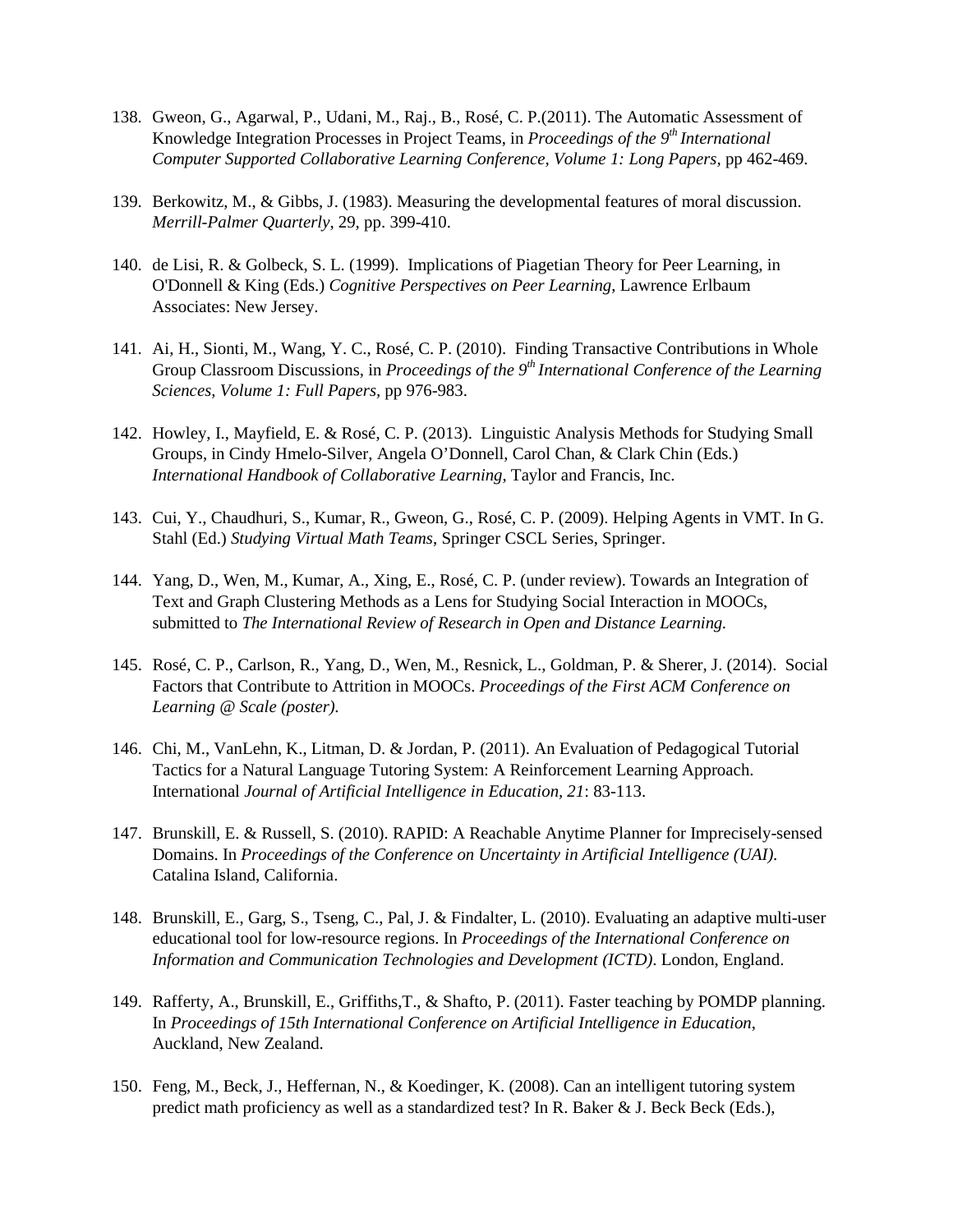138. Gweon, G., Agarwal, P., Udani, M., Raj., B., Rosé, C. P.(2011). The Automatic Assessment of Knowledge Integration Processes in Project Teams, in *Proceedings of the 9th International Computer Supported Collaborative Learning Conference, Volume 1: Long Papers*, pp 462-469.

139. Berkowitz, M., & Gibbs, J. (1983). Measuring the developmental features of moral discussion. *Merrill-Palmer Quarterly*, 29, pp. 399-410.

140. de Lisi, R. & Golbeck, S. L. (1999). Implications of Piagetian Theory for Peer Learning, in O'Donnell & King (Eds.) *Cognitive Perspectives on Peer Learning*, Lawrence Erlbaum Associates: New Jersey.

141. Ai, H., Sionti, M., Wang, Y. C., Rosé, C. P. (2010). Finding Transactive Contributions in Whole Group Classroom Discussions, in *Proceedings of the 9th International Conference of the Learning Sciences, Volume 1: Full Papers*, pp 976-983.

142. Howley, I., Mayfield, E. & Rosé, C. P. (2013). Linguistic Analysis Methods for Studying Small Groups, in Cindy Hmelo-Silver, Angela O'Donnell, Carol Chan, & Clark Chin (Eds.) *International Handbook of Collaborative Learning*, Taylor and Francis, Inc.

143. Cui, Y., Chaudhuri, S., Kumar, R., Gweon, G., Rosé, C. P. (2009). Helping Agents in VMT. In G. Stahl (Ed.) *Studying Virtual Math Teams*, Springer CSCL Series, Springer.

144. Yang, D., Wen, M., Kumar, A., Xing, E., Rosé, C. P. (under review). Towards an Integration of Text and Graph Clustering Methods as a Lens for Studying Social Interaction in MOOCs, submitted to *The International Review of Research in Open and Distance Learning.*

145. Rosé, C. P., Carlson, R., Yang, D., Wen, M., Resnick, L., Goldman, P. & Sherer, J. (2014). Social Factors that Contribute to Attrition in MOOCs. *Proceedings of the First ACM Conference on Learning @ Scale (poster).*

146. Chi, M., VanLehn, K., Litman, D. & Jordan, P. (2011). An Evaluation of Pedagogical Tutorial Tactics for a Natural Language Tutoring System: A Reinforcement Learning Approach. International *Journal of Artificial Intelligence in Education, 21*: 83-113.

147. Brunskill, E. & Russell, S. (2010). RAPID: A Reachable Anytime Planner for Imprecisely-sensed Domains. In *Proceedings of the Conference on Uncertainty in Artificial Intelligence (UAI).* Catalina Island, California.

148. Brunskill, E., Garg, S., Tseng, C., Pal, J. & Findalter, L. (2010). Evaluating an adaptive multi-user educational tool for low-resource regions. In *Proceedings of the International Conference on Information and Communication Technologies and Development (ICTD)*. London, England.

149. Rafferty, A., Brunskill, E., Griffiths,T., & Shafto, P. (2011). Faster teaching by POMDP planning. In *Proceedings of 15th International Conference on Artificial Intelligence in Education*, Auckland, New Zealand.

150. Feng, M., Beck, J., Heffernan, N., & Koedinger, K. (2008). Can an intelligent tutoring system predict math proficiency as well as a standardized test? In R. Baker & J. Beck Beck (Eds.),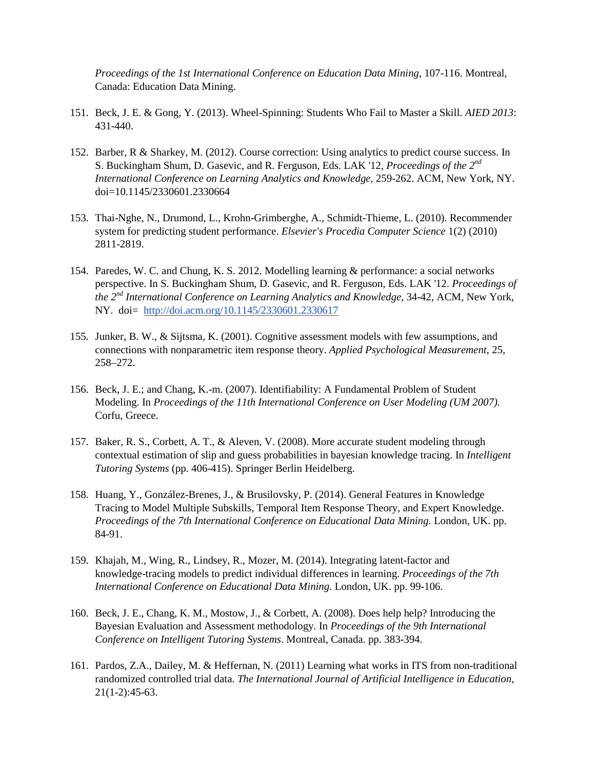*Proceedings of the 1st International Conference on Education Data Mining*, 107-116. Montreal, Canada: Education Data Mining.

151. Beck, J. E. & Gong, Y. (2013). Wheel-Spinning: Students Who Fail to Master a Skill. *AIED 2013*: 431-440.

152. Barber, R & Sharkey, M. (2012). Course correction: Using analytics to predict course success. In S. Buckingham Shum, D. Gasevic, and R. Ferguson, Eds. LAK '12, *Proceedings of the 2nd International Conference on Learning Analytics and Knowledge*, 259-262. ACM, New York, NY. doi=10.1145/2330601.2330664

153. Thai-Nghe, N., Drumond, L., Krohn-Grimberghe, A., Schmidt-Thieme, L. (2010). Recommender system for predicting student performance. *Elsevier's Procedia Computer Science* 1(2) (2010) 2811-2819.

154. Paredes, W. C. and Chung, K. S. 2012. Modelling learning & performance: a social networks perspective. In S. Buckingham Shum, D. Gasevic, and R. Ferguson, Eds. LAK '12. *Proceedings of the 2nd International Conference on Learning Analytics and Knowledge*, 34-42, ACM, New York, NY. doi= http://doi.acm.org/10.1145/2330601.2330617

155. Junker, B. W., & Sijtsma, K. (2001). Cognitive assessment models with few assumptions, and connections with nonparametric item response theory. *Applied Psychological Measurement*, 25, 258–272.

156. Beck, J. E.; and Chang, K.-m. (2007). Identifiability: A Fundamental Problem of Student Modeling. In *Proceedings of the 11th International Conference on User Modeling (UM 2007).* Corfu, Greece.

157. Baker, R. S., Corbett, A. T., & Aleven, V. (2008). More accurate student modeling through contextual estimation of slip and guess probabilities in bayesian knowledge tracing. In *Intelligent Tutoring Systems* (pp. 406-415). Springer Berlin Heidelberg.

158. Huang, Y., González-Brenes, J., & Brusilovsky, P. (2014). General Features in Knowledge Tracing to Model Multiple Subskills, Temporal Item Response Theory, and Expert Knowledge. *Proceedings of the 7th International Conference on Educational Data Mining.* London, UK. pp. 84-91.

159. Khajah, M., Wing, R., Lindsey, R., Mozer, M. (2014). Integrating latent-factor and knowledge-tracing models to predict individual differences in learning. *Proceedings of the 7th International Conference on Educational Data Mining*. London, UK. pp. 99-106.

160. Beck, J. E., Chang, K. M., Mostow, J., & Corbett, A. (2008). Does help help? Introducing the Bayesian Evaluation and Assessment methodology. In *Proceedings of the 9th International Conference on Intelligent Tutoring Systems*. Montreal, Canada. pp. 383-394.

161. Pardos, Z.A., Dailey, M. & Heffernan, N. (2011) Learning what works in ITS from non-traditional randomized controlled trial data. *The International Journal of Artificial Intelligence in Education*, 21(1-2):45-63.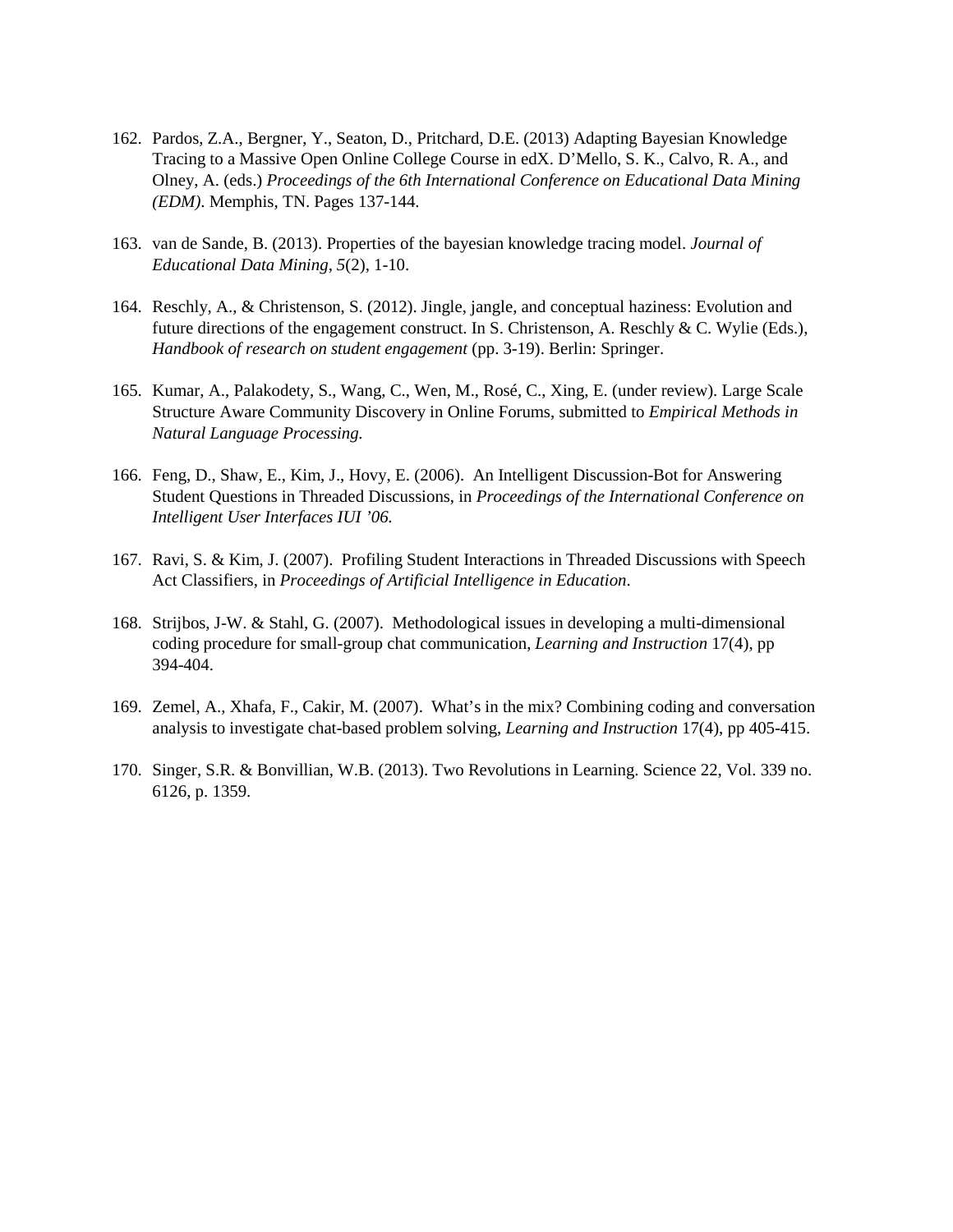162. Pardos, Z.A., Bergner, Y., Seaton, D., Pritchard, D.E. (2013) Adapting Bayesian Knowledge Tracing to a Massive Open Online College Course in edX. D'Mello, S. K., Calvo, R. A., and Olney, A. (eds.) *Proceedings of the 6th International Conference on Educational Data Mining (EDM)*. Memphis, TN. Pages 137-144.

163. van de Sande, B. (2013). Properties of the bayesian knowledge tracing model. *Journal of Educational Data Mining*, *5*(2), 1-10.

164. Reschly, A., & Christenson, S. (2012). Jingle, jangle, and conceptual haziness: Evolution and future directions of the engagement construct. In S. Christenson, A. Reschly & C. Wylie (Eds.), *Handbook of research on student engagement* (pp. 3-19). Berlin: Springer.

165. Kumar, A., Palakodety, S., Wang, C., Wen, M., Rosé, C., Xing, E. (under review). Large Scale Structure Aware Community Discovery in Online Forums, submitted to *Empirical Methods in Natural Language Processing.*

166. Feng, D., Shaw, E., Kim, J., Hovy, E. (2006). An Intelligent Discussion-Bot for Answering Student Questions in Threaded Discussions, in *Proceedings of the International Conference on Intelligent User Interfaces IUI '06.*

167. Ravi, S. & Kim, J. (2007). Profiling Student Interactions in Threaded Discussions with Speech Act Classifiers, in *Proceedings of Artificial Intelligence in Education*.

168. Strijbos, J-W. & Stahl, G. (2007). Methodological issues in developing a multi-dimensional coding procedure for small-group chat communication, *Learning and Instruction* 17(4), pp 394-404.

169. Zemel, A., Xhafa, F., Cakir, M. (2007). What's in the mix? Combining coding and conversation analysis to investigate chat-based problem solving, *Learning and Instruction* 17(4), pp 405-415.

170. Singer, S.R. & Bonvillian, W.B. (2013). Two Revolutions in Learning. Science 22, Vol. 339 no. 6126, p. 1359.